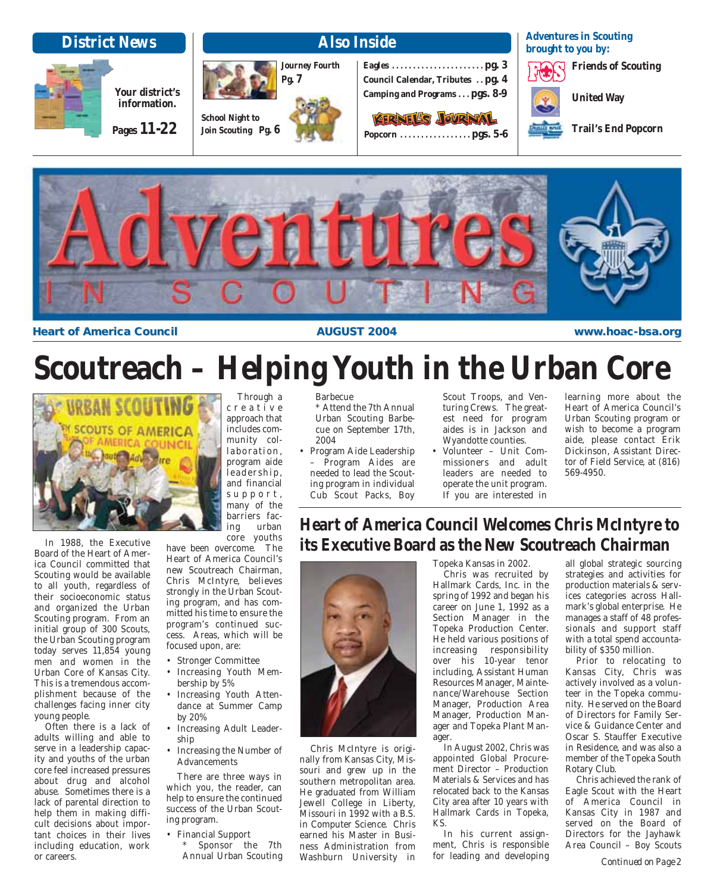## District News

Your district's information.

Pages 11-22

## Also Inside

Journey Fourth Pg. 7

School Night to Join Scouting Pg. 6

Eagles ...................... pg. 3

Council Calendar, Tributes .. pg. 4

Camping and Programs ... pgs. 8-9

KERNEL'S JOURNAL

Popcorn ................. pgs. 5-6

**Adventures in Scouting brought to you by:**

Friends of Scouting

United Way

Trail's End Popcorn

# Adventures IN SCOUTING

**Heart of America Council** — **AUGUST 2004** — **www.hoac-bsa.org**

# Scoutreach – Helping Youth in the Urban Core

In 1988, the Executive Board of the Heart of America Council committed that Scouting would be available to all youth, regardless of their socioeconomic status and organized the Urban Scouting program. From an initial group of 300 Scouts, the Urban Scouting program today serves 11,854 young men and women in the Urban Core of Kansas City. This is a tremendous accomplishment because of the challenges facing inner city young people.

Often there is a lack of adults willing and able to serve in a leadership capacity and youths of the urban core feel increased pressures about drug and alcohol abuse. Sometimes there is a lack of parental direction to help them in making difficult decisions about important choices in their lives including education, work or careers.

Through a creative approach that includes community collaboration, program aide leadership, and financial support, many of the barriers facing urban core youths have been overcome. The Heart of America Council's new Scoutreach Chairman, Chris McIntyre, believes strongly in the Urban Scouting program, and has committed his time to ensure the program's continued success. Areas, which will be focused upon, are:

- Stronger Committee
- Increasing Youth Membership by 5%
- Increasing Youth Attendance at Summer Camp by 20%
- Increasing Adult Leadership
- Increasing the Number of Advancements

There are three ways in which you, the reader, can help to ensure the continued success of the Urban Scouting program.

- Financial Support
  * Sponsor the 7th Annual Urban Scouting Barbecue
  * Attend the 7th Annual Urban Scouting Barbecue on September 17th, 2004
- Program Aide Leadership – Program Aides are needed to lead the Scouting program in individual Cub Scout Packs, Boy Scout Troops, and Venturing Crews. The greatest need for program aides is in Jackson and Wyandotte counties.
- Volunteer – Unit Commissioners and adult leaders are needed to operate the unit program.

If you are interested in learning more about the Heart of America Council's Urban Scouting program or wish to become a program aide, please contact Erik Dickinson, Assistant Director of Field Service, at (816) 569-4950.

## Heart of America Council Welcomes Chris McIntyre to its Executive Board as the New Scoutreach Chairman

Chris McIntyre is originally from Kansas City, Missouri and grew up in the southern metropolitan area. He graduated from William Jewell College in Liberty, Missouri in 1992 with a B.S. in Computer Science. Chris earned his Master in Business Administration from Washburn University in Topeka Kansas in 2002.

Chris was recruited by Hallmark Cards, Inc. in the spring of 1992 and began his career on June 1, 1992 as a Section Manager in the Topeka Production Center. He held various positions of increasing responsibility over his 10-year tenor including, Assistant Human Resources Manager, Maintenance/Warehouse Section Manager, Production Area Manager, Production Manager and Topeka Plant Manager.

In August 2002, Chris was appointed Global Procurement Director – Production Materials & Services and has relocated back to the Kansas City area after 10 years with Hallmark Cards in Topeka, KS.

In his current assignment, Chris is responsible for leading and developing all global strategic sourcing strategies and activities for production materials & services categories across Hallmark's global enterprise. He manages a staff of 48 professionals and support staff with a total spend accountability of $350 million.

Prior to relocating to Kansas City, Chris was actively involved as a volunteer in the Topeka community. He served on the Board of Directors for Family Service & Guidance Center and Oscar S. Stauffer Executive in Residence, and was also a member of the Topeka South Rotary Club.

Chris achieved the rank of Eagle Scout with the Heart of America Council in Kansas City in 1987 and served on the Board of Directors for the Jayhawk Area Council – Boy Scouts

*Continued on Page 2*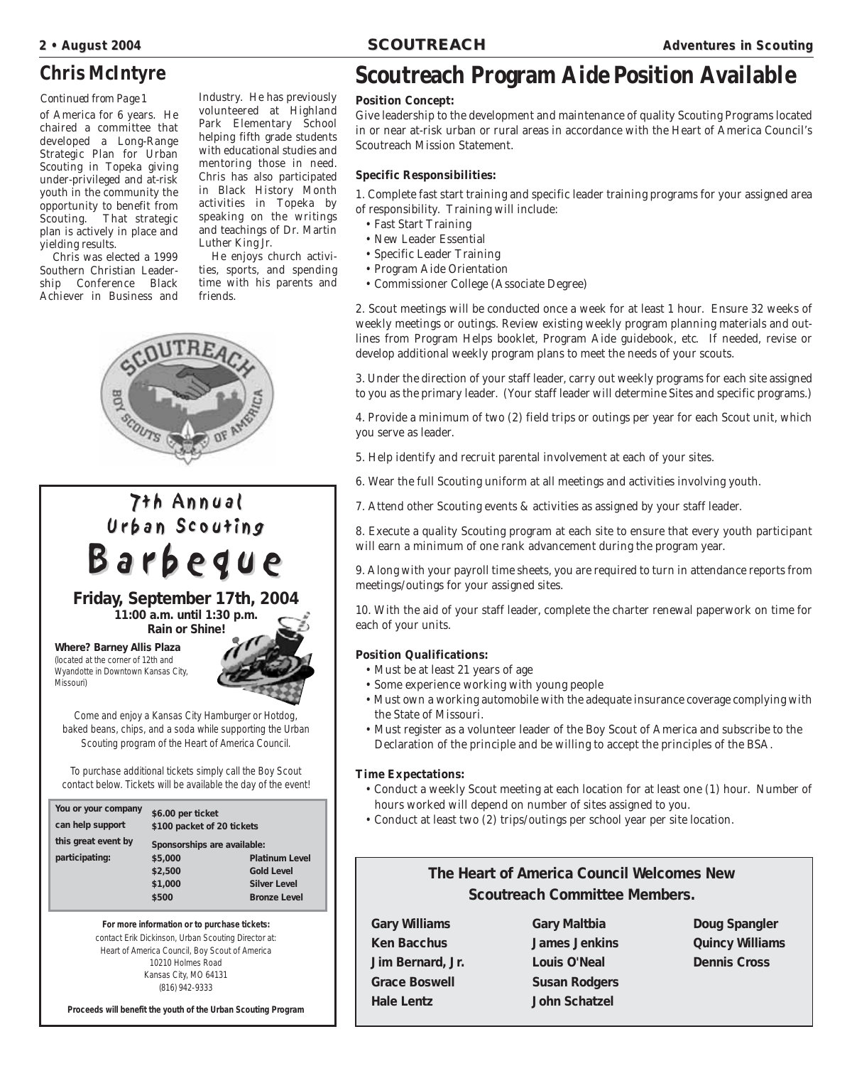## Chris McIntyre

*Continued from Page 1*

of America for 6 years. He chaired a committee that developed a Long-Range Strategic Plan for Urban Scouting in Topeka giving under-privileged and at-risk youth in the community the opportunity to benefit from Scouting. That strategic plan is actively in place and yielding results.

Chris was elected a 1999 Southern Christian Leadership Conference Black Achiever in Business and Industry. He has previously volunteered at Highland Park Elementary School helping fifth grade students with educational studies and mentoring those in need. Chris has also participated in Black History Month activities in Topeka by speaking on the writings and teachings of Dr. Martin Luther King Jr.

He enjoys church activities, sports, and spending time with his parents and friends.

SCOUTREACH
BOY SCOUTS OF AMERICA

# 7th Annual Urban Scouting Barbeque

**Friday, September 17th, 2004**
**11:00 a.m. until 1:30 p.m.**
**Rain or Shine!**

**Where? Barney Allis Plaza**
(located at the corner of 12th and Wyandotte in Downtown Kansas City, Missouri)

Come and enjoy a Kansas City Hamburger or Hotdog, baked beans, chips, and a soda while supporting the Urban Scouting program of the Heart of America Council.

To purchase additional tickets simply call the Boy Scout contact below. Tickets will be available the day of the event!

| | | |
|---|---|---|
| **You or your company can help support this great event by participating:** | **$6.00 per ticket** | |
| | **$100 packet of 20 tickets** | |
| | **Sponsorships are available:** | |
| | **$5,000** | **Platinum Level** |
| | **$2,500** | **Gold Level** |
| | **$1,000** | **Silver Level** |
| | **$500** | **Bronze Level** |

**For more information or to purchase tickets:**
contact Erik Dickinson, Urban Scouting Director at:
Heart of America Council, Boy Scout of America
10210 Holmes Road
Kansas City, MO 64131
(816) 942-9333

**Proceeds will benefit the youth of the Urban Scouting Program**

# Scoutreach Program Aide Position Available

**Position Concept:**

Give leadership to the development and maintenance of quality Scouting Programs located in or near at-risk urban or rural areas in accordance with the Heart of America Council's Scoutreach Mission Statement.

**Specific Responsibilities:**

1. Complete fast start training and specific leader training programs for your assigned area of responsibility. Training will include:
   - Fast Start Training
   - New Leader Essential
   - Specific Leader Training
   - Program Aide Orientation
   - Commissioner College (Associate Degree)

2. Scout meetings will be conducted once a week for at least 1 hour. Ensure 32 weeks of weekly meetings or outings. Review existing weekly program planning materials and outlines from Program Helps booklet, Program Aide guidebook, etc. If needed, revise or develop additional weekly program plans to meet the needs of your scouts.

3. Under the direction of your staff leader, carry out weekly programs for each site assigned to you as the primary leader. (Your staff leader will determine Sites and specific programs.)

4. Provide a minimum of two (2) field trips or outings per year for each Scout unit, which you serve as leader.

5. Help identify and recruit parental involvement at each of your sites.

6. Wear the full Scouting uniform at all meetings and activities involving youth.

7. Attend other Scouting events & activities as assigned by your staff leader.

8. Execute a quality Scouting program at each site to ensure that every youth participant will earn a minimum of one rank advancement during the program year.

9. Along with your payroll time sheets, you are required to turn in attendance reports from meetings/outings for your assigned sites.

10. With the aid of your staff leader, complete the charter renewal paperwork on time for each of your units.

**Position Qualifications:**

- Must be at least 21 years of age
- Some experience working with young people
- Must own a working automobile with the adequate insurance coverage complying with the State of Missouri.
- Must register as a volunteer leader of the Boy Scout of America and subscribe to the Declaration of the principle and be willing to accept the principles of the BSA.

**Time Expectations:**

- Conduct a weekly Scout meeting at each location for at least one (1) hour. Number of hours worked will depend on number of sites assigned to you.
- Conduct at least two (2) trips/outings per school year per site location.

### The Heart of America Council Welcomes New Scoutreach Committee Members.

**Gary Williams**
**Ken Bacchus**
**Jim Bernard, Jr.**
**Grace Boswell**
**Hale Lentz**
**Gary Maltbia**
**James Jenkins**
**Louis O'Neal**
**Susan Rodgers**
**John Schatzel**
**Doug Spangler**
**Quincy Williams**
**Dennis Cross**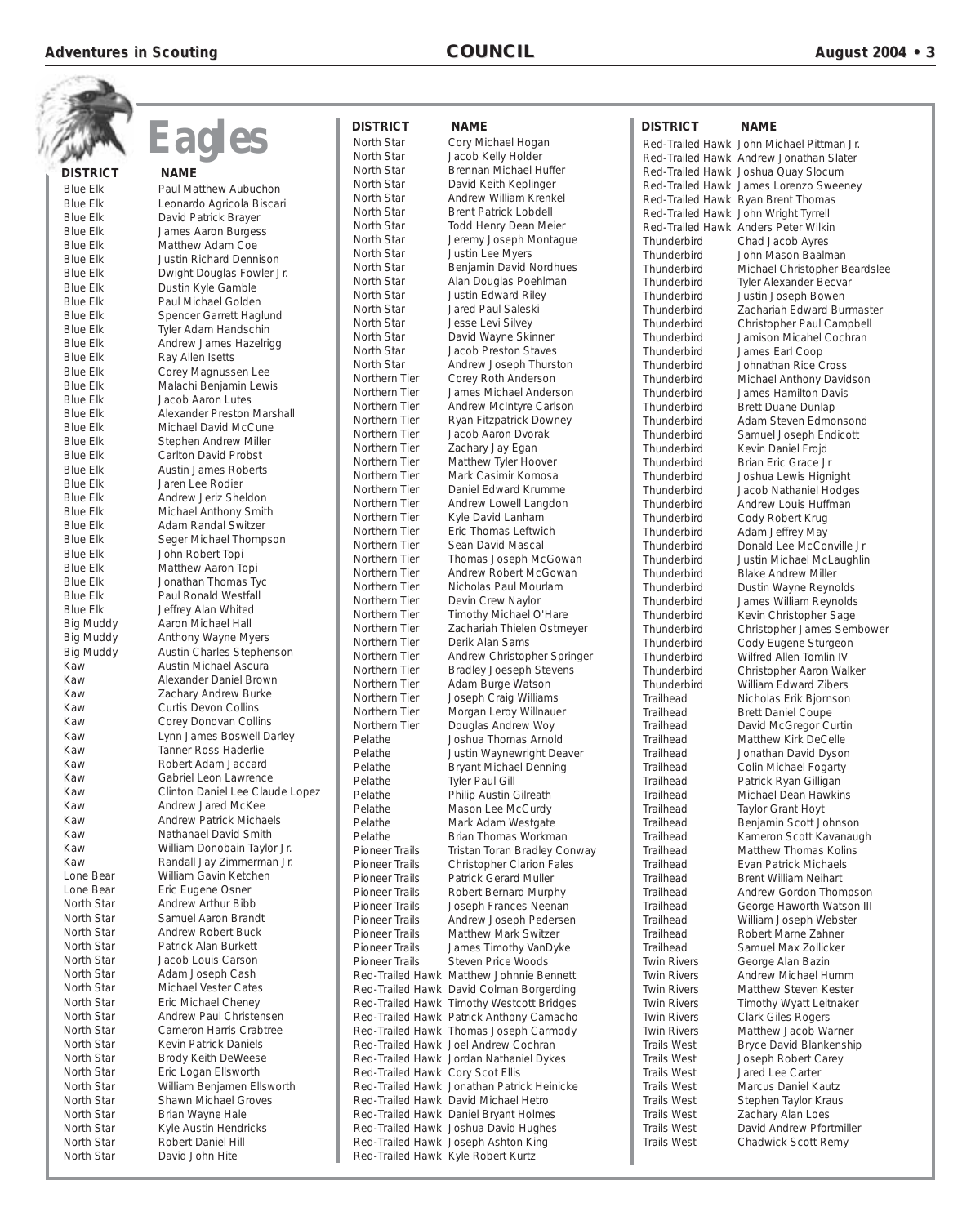# Eagles

| DISTRICT | NAME |
| --- | --- |
| Blue Elk | Paul Matthew Aubuchon |
| Blue Elk | Leonardo Agricola Biscari |
| Blue Elk | David Patrick Brayer |
| Blue Elk | James Aaron Burgess |
| Blue Elk | Matthew Adam Coe |
| Blue Elk | Justin Richard Dennison |
| Blue Elk | Dwight Douglas Fowler Jr. |
| Blue Elk | Dustin Kyle Gamble |
| Blue Elk | Paul Michael Golden |
| Blue Elk | Spencer Garrett Haglund |
| Blue Elk | Tyler Adam Handschin |
| Blue Elk | Andrew James Hazelrigg |
| Blue Elk | Ray Allen Isetts |
| Blue Elk | Corey Magnussen Lee |
| Blue Elk | Malachi Benjamin Lewis |
| Blue Elk | Jacob Aaron Lutes |
| Blue Elk | Alexander Preston Marshall |
| Blue Elk | Michael David McCune |
| Blue Elk | Stephen Andrew Miller |
| Blue Elk | Carlton David Probst |
| Blue Elk | Austin James Roberts |
| Blue Elk | Jaren Lee Rodier |
| Blue Elk | Andrew Jeriz Sheldon |
| Blue Elk | Michael Anthony Smith |
| Blue Elk | Adam Randal Switzer |
| Blue Elk | Seger Michael Thompson |
| Blue Elk | John Robert Topi |
| Blue Elk | Matthew Aaron Topi |
| Blue Elk | Jonathan Thomas Tyc |
| Blue Elk | Paul Ronald Westfall |
| Blue Elk | Jeffrey Alan Whited |
| Big Muddy | Aaron Michael Hall |
| Big Muddy | Anthony Wayne Myers |
| Big Muddy | Austin Charles Stephenson |
| Kaw | Austin Michael Ascura |
| Kaw | Alexander Daniel Brown |
| Kaw | Zachary Andrew Burke |
| Kaw | Curtis Devon Collins |
| Kaw | Corey Donovan Collins |
| Kaw | Lynn James Boswell Darley |
| Kaw | Tanner Ross Haderlie |
| Kaw | Robert Adam Jaccard |
| Kaw | Gabriel Leon Lawrence |
| Kaw | Clinton Daniel Lee Claude Lopez |
| Kaw | Andrew Jared McKee |
| Kaw | Andrew Patrick Michaels |
| Kaw | Nathanael David Smith |
| Kaw | William Donobain Taylor Jr. |
| Kaw | Randall Jay Zimmerman Jr. |
| Lone Bear | William Gavin Ketchen |
| Lone Bear | Eric Eugene Osner |
| North Star | Andrew Arthur Bibb |
| North Star | Samuel Aaron Brandt |
| North Star | Andrew Robert Buck |
| North Star | Patrick Alan Burkett |
| North Star | Jacob Louis Carson |
| North Star | Adam Joseph Cash |
| North Star | Michael Vester Cates |
| North Star | Eric Michael Cheney |
| North Star | Andrew Paul Christensen |
| North Star | Cameron Harris Crabtree |
| North Star | Kevin Patrick Daniels |
| North Star | Brody Keith DeWeese |
| North Star | Eric Logan Ellsworth |
| North Star | William Benjamen Ellsworth |
| North Star | Shawn Michael Groves |
| North Star | Brian Wayne Hale |
| North Star | Kyle Austin Hendricks |
| North Star | Robert Daniel Hill |
| North Star | David John Hite |
| North Star | Cory Michael Hogan |
| North Star | Jacob Kelly Holder |
| North Star | Brennan Michael Huffer |
| North Star | David Keith Keplinger |
| North Star | Andrew William Krenkel |
| North Star | Brent Patrick Lobdell |
| North Star | Todd Henry Dean Meier |
| North Star | Jeremy Joseph Montague |
| North Star | Justin Lee Myers |
| North Star | Benjamin David Nordhues |
| North Star | Alan Douglas Poehlman |
| North Star | Justin Edward Riley |
| North Star | Jared Paul Saleski |
| North Star | Jesse Levi Silvey |
| North Star | David Wayne Skinner |
| North Star | Jacob Preston Staves |
| North Star | Andrew Joseph Thurston |
| Northern Tier | Corey Roth Anderson |
| Northern Tier | James Michael Anderson |
| Northern Tier | Andrew McIntyre Carlson |
| Northern Tier | Ryan Fitzpatrick Downey |
| Northern Tier | Jacob Aaron Dvorak |
| Northern Tier | Zachary Jay Egan |
| Northern Tier | Matthew Tyler Hoover |
| Northern Tier | Mark Casimir Komosa |
| Northern Tier | Daniel Edward Krumme |
| Northern Tier | Andrew Lowell Langdon |
| Northern Tier | Kyle David Lanham |
| Northern Tier | Eric Thomas Leftwich |
| Northern Tier | Sean David Mascal |
| Northern Tier | Thomas Joseph McGowan |
| Northern Tier | Andrew Robert McGowan |
| Northern Tier | Nicholas Paul Mourlam |
| Northern Tier | Devin Crew Naylor |
| Northern Tier | Timothy Michael O'Hare |
| Northern Tier | Zachariah Thielen Ostmeyer |
| Northern Tier | Derik Alan Sams |
| Northern Tier | Andrew Christopher Springer |
| Northern Tier | Bradley Joeseph Stevens |
| Northern Tier | Adam Burge Watson |
| Northern Tier | Joseph Craig Williams |
| Northern Tier | Morgan Leroy Willnauer |
| Northern Tier | Douglas Andrew Woy |
| Pelathe | Joshua Thomas Arnold |
| Pelathe | Justin Waynewright Deaver |
| Pelathe | Bryant Michael Denning |
| Pelathe | Tyler Paul Gill |
| Pelathe | Philip Austin Gilreath |
| Pelathe | Mason Lee McCurdy |
| Pelathe | Mark Adam Westgate |
| Pelathe | Brian Thomas Workman |
| Pioneer Trails | Tristan Toran Bradley Conway |
| Pioneer Trails | Christopher Clarion Fales |
| Pioneer Trails | Patrick Gerard Muller |
| Pioneer Trails | Robert Bernard Murphy |
| Pioneer Trails | Joseph Frances Neenan |
| Pioneer Trails | Andrew Joseph Pedersen |
| Pioneer Trails | Matthew Mark Switzer |
| Pioneer Trails | James Timothy VanDyke |
| Pioneer Trails | Steven Price Woods |
| Red-Trailed Hawk | Matthew Johnnie Bennett |
| Red-Trailed Hawk | David Colman Borgerding |
| Red-Trailed Hawk | Timothy Westcott Bridges |
| Red-Trailed Hawk | Patrick Anthony Camacho |
| Red-Trailed Hawk | Thomas Joseph Carmody |
| Red-Trailed Hawk | Joel Andrew Cochran |
| Red-Trailed Hawk | Jordan Nathaniel Dykes |
| Red-Trailed Hawk | Cory Scot Ellis |
| Red-Trailed Hawk | Jonathan Patrick Heinicke |
| Red-Trailed Hawk | David Michael Hetro |
| Red-Trailed Hawk | Daniel Bryant Holmes |
| Red-Trailed Hawk | Joshua David Hughes |
| Red-Trailed Hawk | Joseph Ashton King |
| Red-Trailed Hawk | Kyle Robert Kurtz |
| Red-Trailed Hawk | John Michael Pittman Jr. |
| Red-Trailed Hawk | Andrew Jonathan Slater |
| Red-Trailed Hawk | Joshua Quay Slocum |
| Red-Trailed Hawk | James Lorenzo Sweeney |
| Red-Trailed Hawk | Ryan Brent Thomas |
| Red-Trailed Hawk | John Wright Tyrrell |
| Red-Trailed Hawk | Anders Peter Wilkin |
| Thunderbird | Chad Jacob Ayres |
| Thunderbird | John Mason Baalman |
| Thunderbird | Michael Christopher Beardslee |
| Thunderbird | Tyler Alexander Becvar |
| Thunderbird | Justin Joseph Bowen |
| Thunderbird | Zachariah Edward Burmaster |
| Thunderbird | Christopher Paul Campbell |
| Thunderbird | Jamison Micahel Cochran |
| Thunderbird | James Earl Coop |
| Thunderbird | Johnathan Rice Cross |
| Thunderbird | Michael Anthony Davidson |
| Thunderbird | James Hamilton Davis |
| Thunderbird | Brett Duane Dunlap |
| Thunderbird | Adam Steven Edmonsond |
| Thunderbird | Samuel Joseph Endicott |
| Thunderbird | Kevin Daniel Frojd |
| Thunderbird | Brian Eric Grace Jr |
| Thunderbird | Joshua Lewis Hignight |
| Thunderbird | Jacob Nathaniel Hodges |
| Thunderbird | Andrew Louis Huffman |
| Thunderbird | Cody Robert Krug |
| Thunderbird | Adam Jeffrey May |
| Thunderbird | Donald Lee McConville Jr |
| Thunderbird | Justin Michael McLaughlin |
| Thunderbird | Blake Andrew Miller |
| Thunderbird | Dustin Wayne Reynolds |
| Thunderbird | James William Reynolds |
| Thunderbird | Kevin Christopher Sage |
| Thunderbird | Christopher James Sembower |
| Thunderbird | Cody Eugene Sturgeon |
| Thunderbird | Wilfred Allen Tomlin IV |
| Thunderbird | Christopher Aaron Walker |
| Thunderbird | William Edward Zibers |
| Trailhead | Nicholas Erik Bjornson |
| Trailhead | Brett Daniel Coupe |
| Trailhead | David McGregor Curtin |
| Trailhead | Matthew Kirk DeCelle |
| Trailhead | Jonathan David Dyson |
| Trailhead | Colin Michael Fogarty |
| Trailhead | Patrick Ryan Gilligan |
| Trailhead | Michael Dean Hawkins |
| Trailhead | Taylor Grant Hoyt |
| Trailhead | Benjamin Scott Johnson |
| Trailhead | Kameron Scott Kavanaugh |
| Trailhead | Matthew Thomas Kolins |
| Trailhead | Evan Patrick Michaels |
| Trailhead | Brent William Neihart |
| Trailhead | Andrew Gordon Thompson |
| Trailhead | George Haworth Watson III |
| Trailhead | William Joseph Webster |
| Trailhead | Robert Marne Zahner |
| Trailhead | Samuel Max Zollicker |
| Twin Rivers | George Alan Bazin |
| Twin Rivers | Andrew Michael Humm |
| Twin Rivers | Matthew Steven Kester |
| Twin Rivers | Timothy Wyatt Leitnaker |
| Twin Rivers | Clark Giles Rogers |
| Twin Rivers | Matthew Jacob Warner |
| Trails West | Bryce David Blankenship |
| Trails West | Joseph Robert Carey |
| Trails West | Jared Lee Carter |
| Trails West | Marcus Daniel Kautz |
| Trails West | Stephen Taylor Kraus |
| Trails West | Zachary Alan Loes |
| Trails West | David Andrew Pfortmiller |
| Trails West | Chadwick Scott Remy |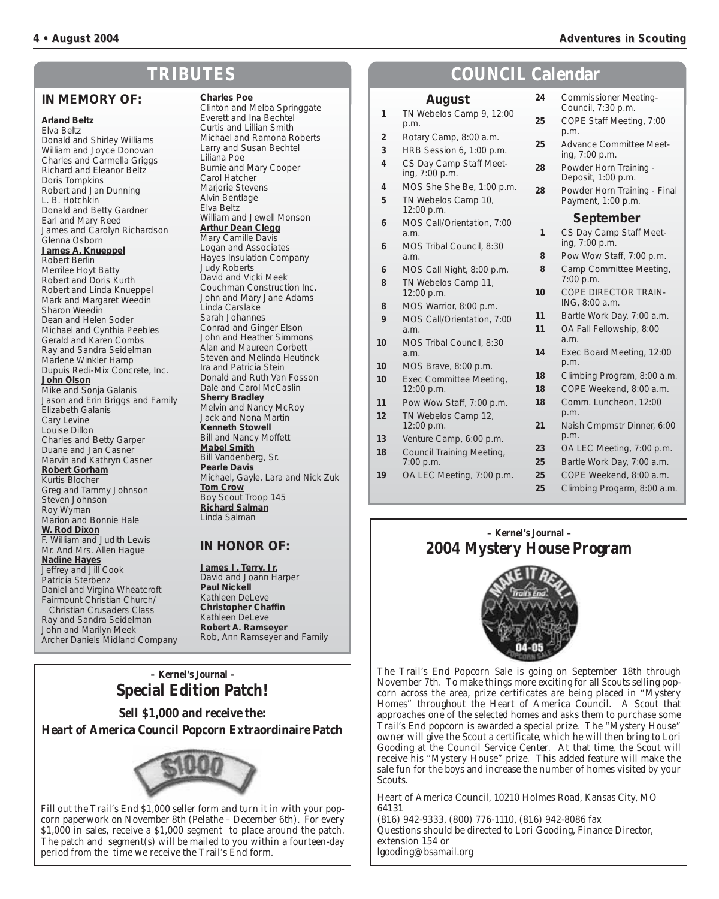# TRIBUTES

## IN MEMORY OF:

**Arland Beltz**
Elva Beltz
Donald and Shirley Williams
William and Joyce Donovan
Charles and Carmella Griggs
Richard and Eleanor Beltz
Doris Tompkins
Robert and Jan Dunning
L. B. Hotchkin
Donald and Betty Gardner
Earl and Mary Reed
James and Carolyn Richardson
Glenna Osborn

**James A. Knueppel**
Robert Berlin
Merrilee Hoyt Batty
Robert and Doris Kurth
Robert and Linda Knueppel
Mark and Margaret Weedin
Sharon Weedin
Dean and Helen Soder
Michael and Cynthia Peebles
Gerald and Karen Combs
Ray and Sandra Seidelman
Marlene Winkler Hamp
Dupuis Redi-Mix Concrete, Inc.

**John Olson**
Mike and Sonja Galanis
Jason and Erin Briggs and Family
Elizabeth Galanis
Cary Levine
Louise Dillon
Charles and Betty Garper
Duane and Jan Casner
Marvin and Kathryn Casner

**Robert Gorham**
Kurtis Blocher
Greg and Tammy Johnson
Steven Johnson
Roy Wyman
Marion and Bonnie Hale

**W. Rod Dixon**
F. William and Judith Lewis
Mr. And Mrs. Allen Hague

**Nadine Hayes**
Jeffrey and Jill Cook
Patricia Sterbenz
Daniel and Virgina Wheatcroft
Fairmount Christian Church/ Christian Crusaders Class
Ray and Sandra Seidelman
John and Marilyn Meek
Archer Daniels Midland Company

**Charles Poe**
Clinton and Melba Springgate
Everett and Ina Bechtel
Curtis and Lillian Smith
Michael and Ramona Roberts
Larry and Susan Bechtel
Liliana Poe
Burnie and Mary Cooper
Carol Hatcher
Marjorie Stevens
Alvin Bentlage
Elva Beltz
William and Jewell Monson

**Arthur Dean Clegg**
Mary Camille Davis
Logan and Associates
Hayes Insulation Company
Judy Roberts
David and Vicki Meek
Couchman Construction Inc.
John and Mary Jane Adams
Linda Carslake
Sarah Johannes
Conrad and Ginger Elson
John and Heather Simmons
Alan and Maureen Corbett
Steven and Melinda Heutinck
Ira and Patricia Stein
Donald and Ruth Van Fosson
Dale and Carol McCaslin

**Sherry Bradley**
Melvin and Nancy McRoy
Jack and Nona Martin

**Kenneth Stowell**
Bill and Nancy Moffett

**Mabel Smith**
Bill Vandenberg, Sr.

**Pearle Davis**
Michael, Gayle, Lara and Nick Zuk

**Tom Crow**
Boy Scout Troop 145

**Richard Salman**
Linda Salman

## IN HONOR OF:

**James J. Terry, Jr.**
David and Joann Harper

**Paul Nickell**
Kathleen DeLeve

**Christopher Chaffin**
Kathleen DeLeve

**Robert A. Ramseyer**
Rob, Ann Ramseyer and Family

– *Kernel's Journal* –

## Special Edition Patch!

**Sell $1,000 and receive the:**
**Heart of America Council Popcorn Extraordinaire Patch**

Fill out the Trail's End $1,000 seller form and turn it in with your popcorn paperwork on November 8th (Pelathe – December 6th). For every $1,000 in sales, receive a $1,000 segment to place around the patch. The patch and segment(s) will be mailed to you within a fourteen-day period from the time we receive the Trail's End form.

# COUNCIL Calendar

### August

| | |
|---|---|
| 1 | TN Webelos Camp 9, 12:00 p.m. |
| 2 | Rotary Camp, 8:00 a.m. |
| 3 | HRB Session 6, 1:00 p.m. |
| 4 | CS Day Camp Staff Meeting, 7:00 p.m. |
| 4 | MOS She She Be, 1:00 p.m. |
| 5 | TN Webelos Camp 10, 12:00 p.m. |
| 6 | MOS Call/Orientation, 7:00 a.m. |
| 6 | MOS Tribal Council, 8:30 a.m. |
| 6 | MOS Call Night, 8:00 p.m. |
| 8 | TN Webelos Camp 11, 12:00 p.m. |
| 8 | MOS Warrior, 8:00 p.m. |
| 9 | MOS Call/Orientation, 7:00 a.m. |
| 10 | MOS Tribal Council, 8:30 a.m. |
| 10 | MOS Brave, 8:00 p.m. |
| 10 | Exec Committee Meeting, 12:00 p.m. |
| 11 | Pow Wow Staff, 7:00 p.m. |
| 12 | TN Webelos Camp 12, 12:00 p.m. |
| 13 | Venture Camp, 6:00 p.m. |
| 18 | Council Training Meeting, 7:00 p.m. |
| 19 | OA LEC Meeting, 7:00 p.m. |
| 24 | Commissioner Meeting-Council, 7:30 p.m. |
| 25 | COPE Staff Meeting, 7:00 p.m. |
| 25 | Advance Committee Meeting, 7:00 p.m. |
| 28 | Powder Horn Training - Deposit, 1:00 p.m. |
| 28 | Powder Horn Training - Final Payment, 1:00 p.m. |

### September

| | |
|---|---|
| 1 | CS Day Camp Staff Meeting, 7:00 p.m. |
| 8 | Pow Wow Staff, 7:00 p.m. |
| 8 | Camp Committee Meeting, 7:00 p.m. |
| 10 | COPE DIRECTOR TRAINING, 8:00 a.m. |
| 11 | Bartle Work Day, 7:00 a.m. |
| 11 | OA Fall Fellowship, 8:00 a.m. |
| 14 | Exec Board Meeting, 12:00 p.m. |
| 18 | Climbing Program, 8:00 a.m. |
| 18 | COPE Weekend, 8:00 a.m. |
| 18 | Comm. Luncheon, 12:00 p.m. |
| 21 | Naish Cmpmstr Dinner, 6:00 p.m. |
| 23 | OA LEC Meeting, 7:00 p.m. |
| 25 | Bartle Work Day, 7:00 a.m. |
| 25 | COPE Weekend, 8:00 a.m. |
| 25 | Climbing Progarm, 8:00 a.m. |

– *Kernel's Journal* –

## 2004 Mystery House Program

The Trail's End Popcorn Sale is going on September 18th through November 7th. To make things more exciting for all Scouts selling popcorn across the area, prize certificates are being placed in "Mystery Homes" throughout the Heart of America Council. A Scout that approaches one of the selected homes and asks them to purchase some Trail's End popcorn is awarded a special prize. The "Mystery House" owner will give the Scout a certificate, which he will then bring to Lori Gooding at the Council Service Center. At that time, the Scout will receive his "Mystery House" prize. This added feature will make the sale fun for the boys and increase the number of homes visited by your Scouts.

Heart of America Council, 10210 Holmes Road, Kansas City, MO 64131
(816) 942-9333, (800) 776-1110, (816) 942-8086 fax
Questions should be directed to Lori Gooding, Finance Director, extension 154 or
lgooding@bsamail.org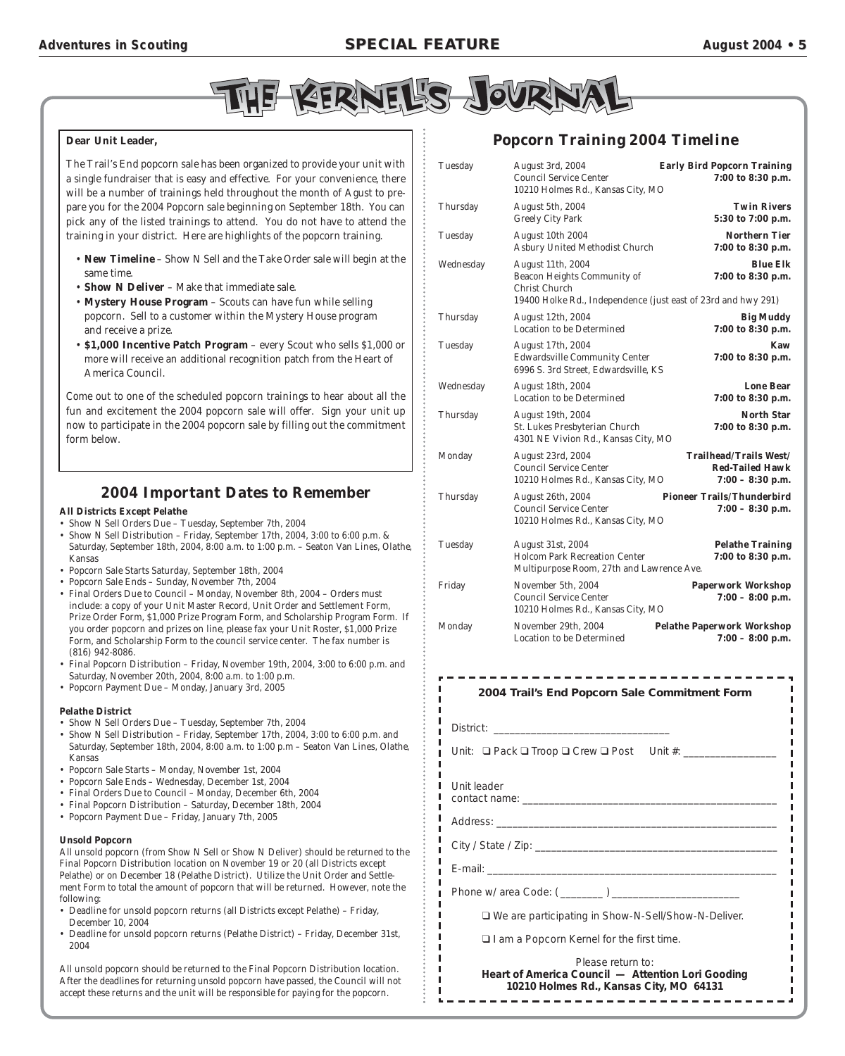# THE KERNEL'S JOURNAL

**Dear Unit Leader,**

The Trail's End popcorn sale has been organized to provide your unit with a single fundraiser that is easy and effective. For your convenience, there will be a number of trainings held throughout the month of Agust to prepare you for the 2004 Popcorn sale beginning on September 18th. You can pick any of the listed trainings to attend. You do not have to attend the training in your district. Here are highlights of the popcorn training.

- **New Timeline** – Show N Sell and the Take Order sale will begin at the same time.
- **Show N Deliver** – Make that immediate sale.
- **Mystery House Program** – Scouts can have fun while selling popcorn. Sell to a customer within the Mystery House program and receive a prize.
- **$1,000 Incentive Patch Program** – every Scout who sells $1,000 or more will receive an additional recognition patch from the Heart of America Council.

Come out to one of the scheduled popcorn trainings to hear about all the fun and excitement the 2004 popcorn sale will offer. Sign your unit up now to participate in the 2004 popcorn sale by filling out the commitment form below.

## 2004 Important Dates to Remember

**All Districts Except Pelathe**

- Show N Sell Orders Due – Tuesday, September 7th, 2004
- Show N Sell Distribution – Friday, September 17th, 2004, 3:00 to 6:00 p.m. & Saturday, September 18th, 2004, 8:00 a.m. to 1:00 p.m. – Seaton Van Lines, Olathe, Kansas
- Popcorn Sale Starts Saturday, September 18th, 2004
- Popcorn Sale Ends – Sunday, November 7th, 2004
- Final Orders Due to Council – Monday, November 8th, 2004 – Orders must include: a copy of your Unit Master Record, Unit Order and Settlement Form, Prize Order Form, $1,000 Prize Program Form, and Scholarship Program Form. If you order popcorn and prizes on line, please fax your Unit Roster, $1,000 Prize Form, and Scholarship Form to the council service center. The fax number is (816) 942-8086.
- Final Popcorn Distribution – Friday, November 19th, 2004, 3:00 to 6:00 p.m. and Saturday, November 20th, 2004, 8:00 a.m. to 1:00 p.m.
- Popcorn Payment Due – Monday, January 3rd, 2005

**Pelathe District**

- Show N Sell Orders Due – Tuesday, September 7th, 2004
- Show N Sell Distribution – Friday, September 17th, 2004, 3:00 to 6:00 p.m. and Saturday, September 18th, 2004, 8:00 a.m. to 1:00 p.m – Seaton Van Lines, Olathe, Kansas
- Popcorn Sale Starts – Monday, November 1st, 2004
- Popcorn Sale Ends – Wednesday, December 1st, 2004
- Final Orders Due to Council – Monday, December 6th, 2004
- Final Popcorn Distribution – Saturday, December 18th, 2004
- Popcorn Payment Due – Friday, January 7th, 2005

**Unsold Popcorn**

All unsold popcorn (from Show N Sell or Show N Deliver) should be returned to the Final Popcorn Distribution location on November 19 or 20 (all Districts except Pelathe) or on December 18 (Pelathe District). Utilize the Unit Order and Settlement Form to total the amount of popcorn that will be returned. However, note the following:

- Deadline for unsold popcorn returns (all Districts except Pelathe) – Friday, December 10, 2004
- Deadline for unsold popcorn returns (Pelathe District) – Friday, December 31st, 2004

All unsold popcorn should be returned to the Final Popcorn Distribution location. After the deadlines for returning unsold popcorn have passed, the Council will not accept these returns and the unit will be responsible for paying for the popcorn.

## Popcorn Training 2004 Timeline

| | | |
|---|---|---|
| Tuesday | August 3rd, 2004<br>Council Service Center<br>10210 Holmes Rd., Kansas City, MO | **Early Bird Popcorn Training**<br>**7:00 to 8:30 p.m.** |
| Thursday | August 5th, 2004<br>Greely City Park | **Twin Rivers**<br>**5:30 to 7:00 p.m.** |
| Tuesday | August 10th 2004<br>Asbury United Methodist Church | **Northern Tier**<br>**7:00 to 8:30 p.m.** |
| Wednesday | August 11th, 2004<br>Beacon Heights Community of Christ Church<br>19400 Holke Rd., Independence (just east of 23rd and hwy 291) | **Blue Elk**<br>**7:00 to 8:30 p.m.** |
| Thursday | August 12th, 2004<br>Location to be Determined | **Big Muddy**<br>**7:00 to 8:30 p.m.** |
| Tuesday | August 17th, 2004<br>Edwardsville Community Center<br>6996 S. 3rd Street, Edwardsville, KS | **Kaw**<br>**7:00 to 8:30 p.m.** |
| Wednesday | August 18th, 2004<br>Location to be Determined | **Lone Bear**<br>**7:00 to 8:30 p.m.** |
| Thursday | August 19th, 2004<br>St. Lukes Presbyterian Church<br>4301 NE Vivion Rd., Kansas City, MO | **North Star**<br>**7:00 to 8:30 p.m.** |
| Monday | August 23rd, 2004<br>Council Service Center<br>10210 Holmes Rd., Kansas City, MO | **Trailhead/Trails West/ Red-Tailed Hawk**<br>**7:00 – 8:30 p.m.** |
| Thursday | August 26th, 2004<br>Council Service Center<br>10210 Holmes Rd., Kansas City, MO | **Pioneer Trails/Thunderbird**<br>**7:00 – 8:30 p.m.** |
| Tuesday | August 31st, 2004<br>Holcom Park Recreation Center<br>Multipurpose Room, 27th and Lawrence Ave. | **Pelathe Training**<br>**7:00 to 8:30 p.m.** |
| Friday | November 5th, 2004<br>Council Service Center<br>10210 Holmes Rd., Kansas City, MO | **Paperwork Workshop**<br>**7:00 – 8:00 p.m.** |
| Monday | November 29th, 2004<br>Location to be Determined | **Pelathe Paperwork Workshop**<br>**7:00 – 8:00 p.m.** |

### 2004 Trail's End Popcorn Sale Commitment Form

District: ______________________________

Unit: ❑ Pack ❑ Troop ❑ Crew ❑ Post Unit #: ______________

Unit leader contact name: ________________________________________

Address: ________________________________________

City / State / Zip: ________________________________________

E-mail: ________________________________________

Phone w/ area Code: (_______ ) ____________________

❑ We are participating in Show-N-Sell/Show-N-Deliver.

❑ I am a Popcorn Kernel for the first time.

Please return to:
**Heart of America Council — Attention Lori Gooding**
**10210 Holmes Rd., Kansas City, MO 64131**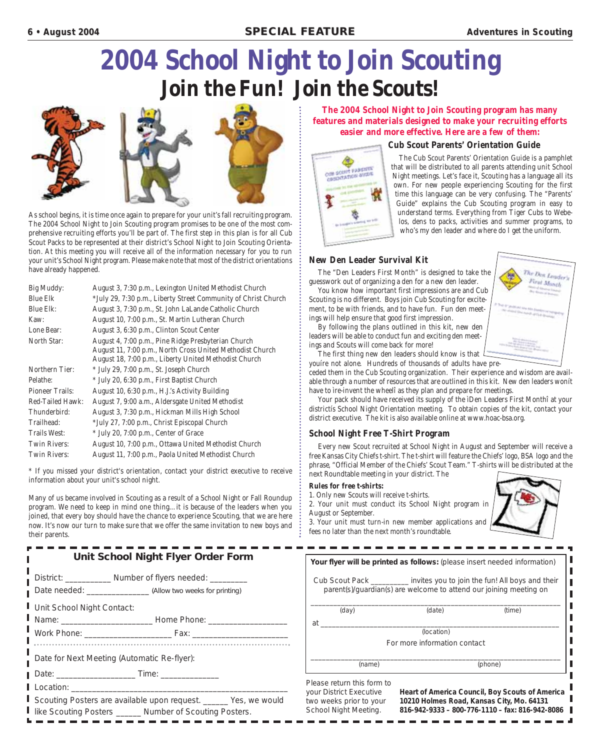# 2004 School Night to Join Scouting

## Join the Fun! Join the Scouts!

As school begins, it is time once again to prepare for your unit's fall recruiting program. The 2004 School Night to Join Scouting program promises to be one of the most comprehensive recruiting efforts you'll be part of. The first step in this plan is for all Cub Scout Packs to be represented at their district's School Night to Join Scouting Orientation. At this meeting you will receive all of the information necessary for you to run your unit's School Night program. Please make note that most of the district orientations have already happened.

| | |
|---|---|
| Big Muddy: | August 3, 7:30 p.m., Lexington United Methodist Church |
| Blue Elk | *July 29, 7:30 p.m., Liberty Street Community of Christ Church |
| Blue Elk: | August 3, 7:30 p.m., St. John LaLande Catholic Church |
| Kaw: | August 10, 7:00 p.m., St. Martin Lutheran Church |
| Lone Bear: | August 3, 6:30 p.m., Clinton Scout Center |
| North Star: | August 4, 7:00 p.m., Pine Ridge Presbyterian Church<br>August 11, 7:00 p.m., North Cross United Methodist Church<br>August 18, 7:00 p.m., Liberty United Methodist Church |
| Northern Tier: | * July 29, 7:00 p.m., St. Joseph Church |
| Pelathe: | * July 20, 6:30 p.m., First Baptist Church |
| Pioneer Trails: | August 10, 6:30 p.m., H.J.'s Activity Building |
| Red-Tailed Hawk: | August 7, 9:00 a.m., Aldersgate United Methodist |
| Thunderbird: | August 3, 7:30 p.m., Hickman Mills High School |
| Trailhead: | *July 27, 7:00 p.m., Christ Episcopal Church |
| Trails West: | * July 20, 7:00 p.m., Center of Grace |
| Twin Rivers: | August 10, 7:00 p.m., Ottawa United Methodist Church |
| Twin Rivers: | August 11, 7:00 p.m., Paola United Methodist Church |

* If you missed your district's orientation, contact your district executive to receive information about your unit's school night.

Many of us became involved in Scouting as a result of a School Night or Fall Roundup program. We need to keep in mind one thing…it is because of the leaders when you joined, that every boy should have the chance to experience Scouting, that we are here now. It's now our turn to make sure that we offer the same invitation to new boys and their parents.

**The 2004 School Night to Join Scouting program has many features and materials designed to make your recruiting efforts easier and more effective. Here are a few of them:**

### Cub Scout Parents' Orientation Guide

The Cub Scout Parents' Orientation Guide is a pamphlet that will be distributed to all parents attending unit School Night meetings. Let's face it, Scouting has a language all its own. For new people experiencing Scouting for the first time this language can be very confusing. The "Parents' Guide" explains the Cub Scouting program in easy to understand terms. Everything from Tiger Cubs to Webelos, dens to packs, activities and summer programs, to who's my den leader and where do I get the uniform.

### New Den Leader Survival Kit

The "Den Leaders First Month" is designed to take the guesswork out of organizing a den for a new den leader.

You know how important first impressions are and Cub Scouting is no different. Boys join Cub Scouting for excitement, to be with friends, and to have fun. Fun den meetings will help ensure that good first impression.

By following the plans outlined in this kit, new den leaders will be able to conduct fun and exciting den meetings and Scouts will come back for more!

The first thing new den leaders should know is that youíre not alone. Hundreds of thousands of adults have preceded them in the Cub Scouting organization. Their experience and wisdom are available through a number of resources that are outlined in this kit. New den leaders wonít have to ìre-invent the wheelî as they plan and prepare for meetings.

Your pack should have received its supply of the ìDen Leaders First Monthî at your districtís School Night Orientation meeting. To obtain copies of the kit, contact your district executive. The kit is also available online at www.hoac-bsa.org.

### School Night Free T-Shirt Program

Every new Scout recruited at School Night in August and September will receive a free Kansas City Chiefs t-shirt. The t-shirt will feature the Chiefs' logo, BSA logo and the phrase, "Official Member of the Chiefs' Scout Team." T-shirts will be distributed at the next Roundtable meeting in your district. The

**Rules for free t-shirts:**

1. Only new Scouts will receive t-shirts.
2. Your unit must conduct its School Night program in August or September.
3. Your unit must turn-in new member applications and fees no later than the next month's roundtable.

---

### Unit School Night Flyer Order Form

District: ___________ Number of flyers needed: _________

Date needed: _______________ (Allow two weeks for printing)

Unit School Night Contact:

Name: ______________________ Home Phone: __________________

Work Phone: _____________________ Fax: _______________________

Date for Next Meeting (Automatic Re-flyer):

Date: ___________________ Time: ______________

Location: ____________________________________________________

Scouting Posters are available upon request. ______ Yes, we would like Scouting Posters ______ Number of Scouting Posters.

**Your flyer will be printed as follows:** (please insert needed information)

Cub Scout Pack _________ invites you to join the fun! All boys and their parent(s)/guardian(s) are welcome to attend our joining meeting on

______________________________________________________________
(day) (date) (time)

at ____________________________________________________________
(location)

For more information contact

______________________________________________________________
(name) (phone)

Please return this form to your District Executive two weeks prior to your School Night Meeting.

**Heart of America Council, Boy Scouts of America**
**10210 Holmes Road, Kansas City, Mo. 64131**
**816-942-9333 – 800-776-1110 – fax: 816-942-8086**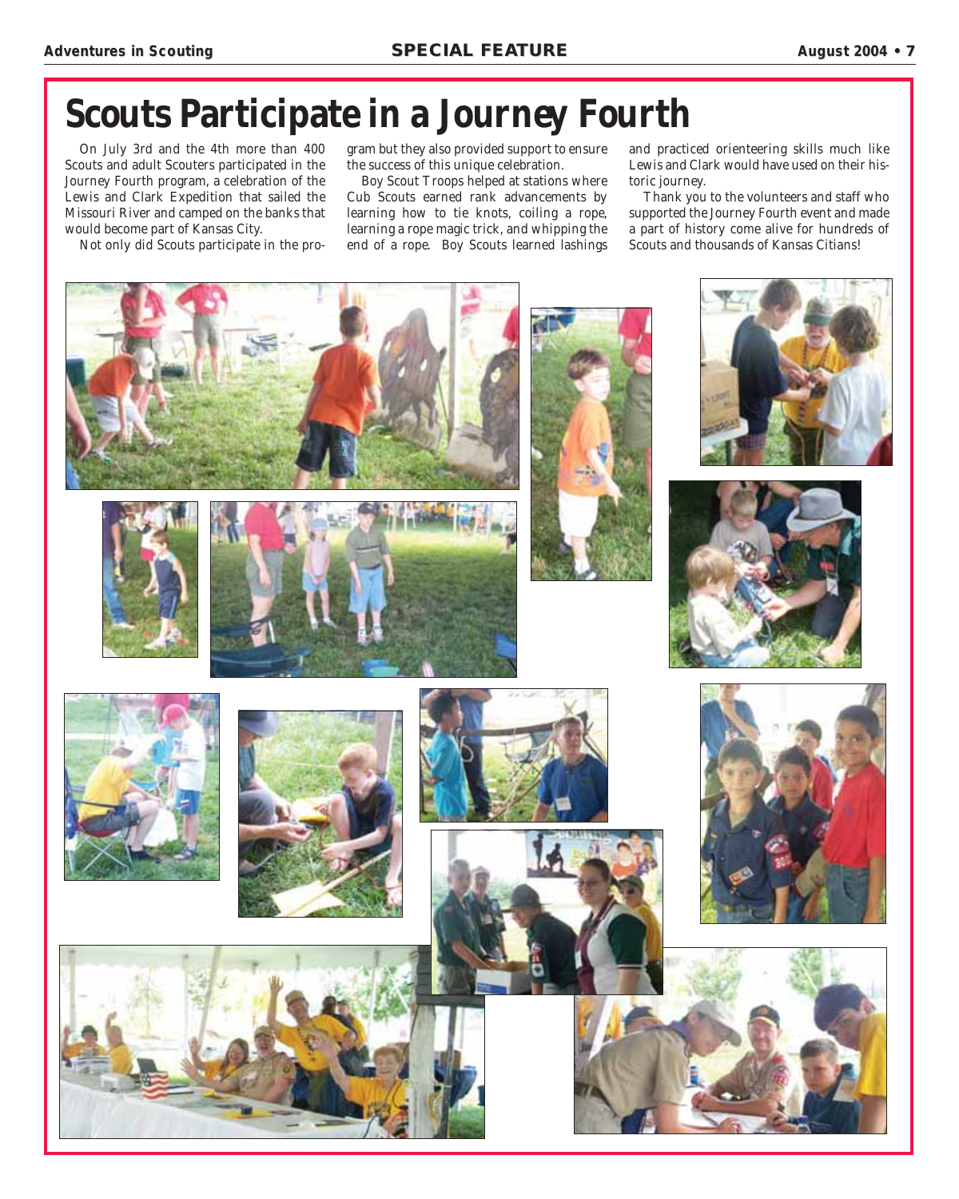# Scouts Participate in a Journey Fourth

On July 3rd and the 4th more than 400 Scouts and adult Scouters participated in the Journey Fourth program, a celebration of the Lewis and Clark Expedition that sailed the Missouri River and camped on the banks that would become part of Kansas City.

Not only did Scouts participate in the program but they also provided support to ensure the success of this unique celebration.

Boy Scout Troops helped at stations where Cub Scouts earned rank advancements by learning how to tie knots, coiling a rope, learning a rope magic trick, and whipping the end of a rope. Boy Scouts learned lashings and practiced orienteering skills much like Lewis and Clark would have used on their historic journey.

Thank you to the volunteers and staff who supported the Journey Fourth event and made a part of history come alive for hundreds of Scouts and thousands of Kansas Citians!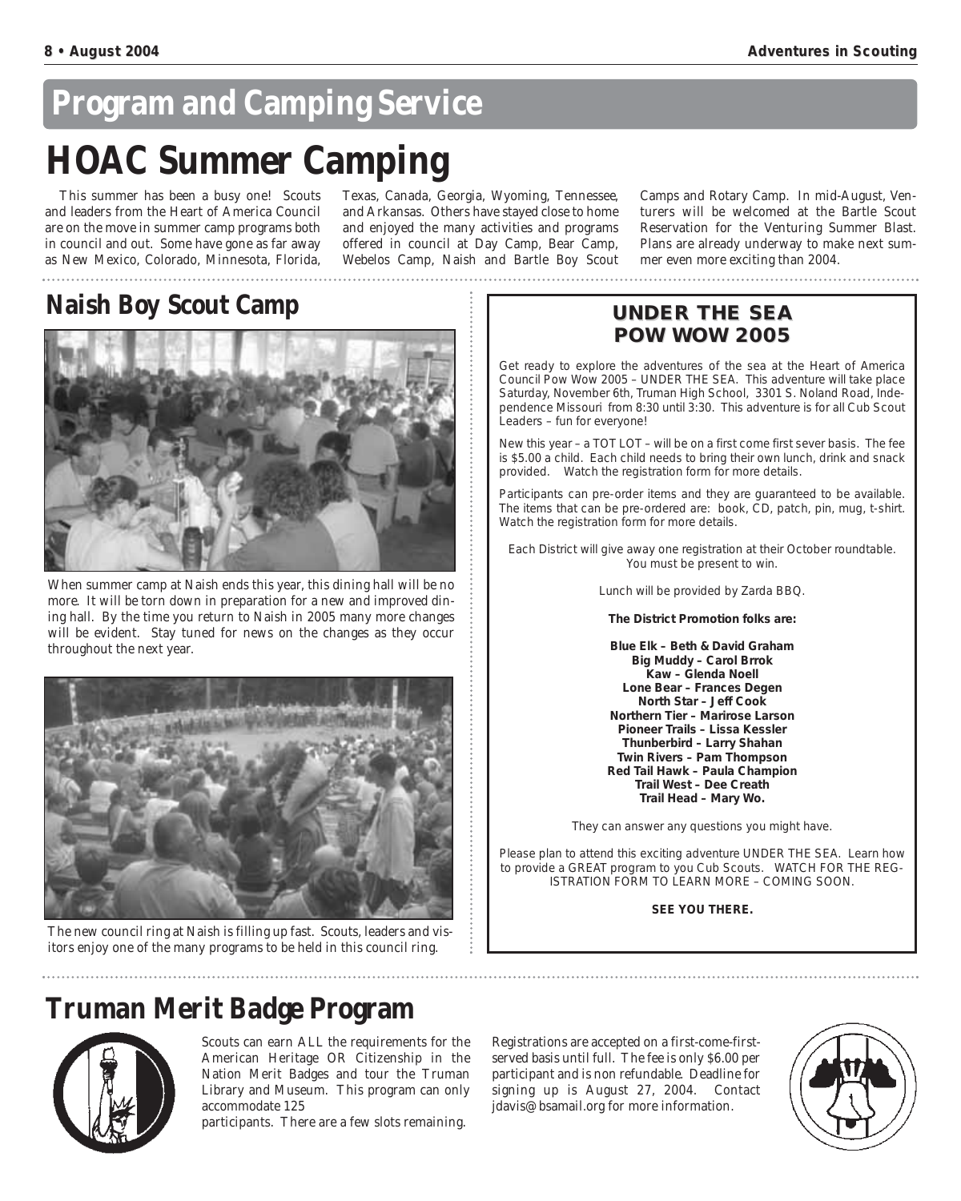# Program and Camping Service

## HOAC Summer Camping

This summer has been a busy one! Scouts and leaders from the Heart of America Council are on the move in summer camp programs both in council and out. Some have gone as far away as New Mexico, Colorado, Minnesota, Florida, Texas, Canada, Georgia, Wyoming, Tennessee, and Arkansas. Others have stayed close to home and enjoyed the many activities and programs offered in council at Day Camp, Bear Camp, Webelos Camp, Naish and Bartle Boy Scout Camps and Rotary Camp. In mid-August, Venturers will be welcomed at the Bartle Scout Reservation for the Venturing Summer Blast. Plans are already underway to make next summer even more exciting than 2004.

## Naish Boy Scout Camp

When summer camp at Naish ends this year, this dining hall will be no more. It will be torn down in preparation for a new and improved dining hall. By the time you return to Naish in 2005 many more changes will be evident. Stay tuned for news on the changes as they occur throughout the next year.

The new council ring at Naish is filling up fast. Scouts, leaders and visitors enjoy one of the many programs to be held in this council ring.

### UNDER THE SEA POW WOW 2005

Get ready to explore the adventures of the sea at the Heart of America Council Pow Wow 2005 – UNDER THE SEA. This adventure will take place Saturday, November 6th, Truman High School, 3301 S. Noland Road, Independence Missouri from 8:30 until 3:30. This adventure is for all Cub Scout Leaders – fun for everyone!

New this year – a TOT LOT – will be on a first come first sever basis. The fee is $5.00 a child. Each child needs to bring their own lunch, drink and snack provided. Watch the registration form for more details.

Participants can pre-order items and they are guaranteed to be available. The items that can be pre-ordered are: book, CD, patch, pin, mug, t-shirt. Watch the registration form for more details.

Each District will give away one registration at their October roundtable. You must be present to win.

Lunch will be provided by Zarda BBQ.

**The District Promotion folks are:**

**Blue Elk – Beth & David Graham**
**Big Muddy – Carol Brrok**
**Kaw – Glenda Noell**
**Lone Bear – Frances Degen**
**North Star – Jeff Cook**
**Northern Tier – Marirose Larson**
**Pioneer Trails – Lissa Kessler**
**Thunberbird – Larry Shahan**
**Twin Rivers – Pam Thompson**
**Red Tail Hawk – Paula Champion**
**Trail West – Dee Creath**
**Trail Head – Mary Wo.**

They can answer any questions you might have.

Please plan to attend this exciting adventure UNDER THE SEA. Learn how to provide a GREAT program to you Cub Scouts. WATCH FOR THE REGISTRATION FORM TO LEARN MORE – COMING SOON.

**SEE YOU THERE.**

## Truman Merit Badge Program

Scouts can earn ALL the requirements for the American Heritage OR Citizenship in the Nation Merit Badges and tour the Truman Library and Museum. This program can only accommodate 125 participants. There are a few slots remaining.

Registrations are accepted on a first-come-first-served basis until full. The fee is only $6.00 per participant and is non refundable. Deadline for signing up is August 27, 2004. Contact jdavis@bsamail.org for more information.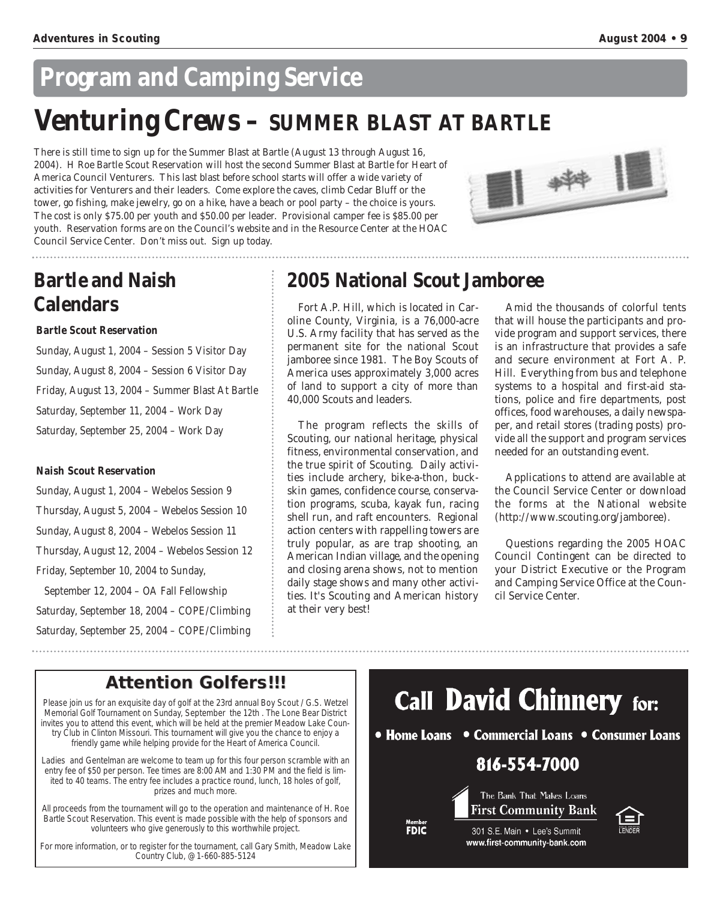# Program and Camping Service

## Venturing Crews – SUMMER BLAST AT BARTLE

There is still time to sign up for the Summer Blast at Bartle (August 13 through August 16, 2004). H Roe Bartle Scout Reservation will host the second Summer Blast at Bartle for Heart of America Council Venturers. This last blast before school starts will offer a wide variety of activities for Venturers and their leaders. Come explore the caves, climb Cedar Bluff or the tower, go fishing, make jewelry, go on a hike, have a beach or pool party – the choice is yours. The cost is only $75.00 per youth and $50.00 per leader. Provisional camper fee is $85.00 per youth. Reservation forms are on the Council's website and in the Resource Center at the HOAC Council Service Center. Don't miss out. Sign up today.

## Bartle and Naish Calendars

**Bartle Scout Reservation**

Sunday, August 1, 2004 – Session 5 Visitor Day

Sunday, August 8, 2004 – Session 6 Visitor Day

Friday, August 13, 2004 – Summer Blast At Bartle

Saturday, September 11, 2004 – Work Day

Saturday, September 25, 2004 – Work Day

**Naish Scout Reservation**

Sunday, August 1, 2004 – Webelos Session 9

Thursday, August 5, 2004 – Webelos Session 10

Sunday, August 8, 2004 – Webelos Session 11

Thursday, August 12, 2004 – Webelos Session 12

Friday, September 10, 2004 to Sunday, September 12, 2004 – OA Fall Fellowship

Saturday, September 18, 2004 – COPE/Climbing

Saturday, September 25, 2004 – COPE/Climbing

## 2005 National Scout Jamboree

Fort A.P. Hill, which is located in Caroline County, Virginia, is a 76,000-acre U.S. Army facility that has served as the permanent site for the national Scout jamboree since 1981. The Boy Scouts of America uses approximately 3,000 acres of land to support a city of more than 40,000 Scouts and leaders.

The program reflects the skills of Scouting, our national heritage, physical fitness, environmental conservation, and the true spirit of Scouting. Daily activities include archery, bike-a-thon, buckskin games, confidence course, conservation programs, scuba, kayak fun, racing shell run, and raft encounters. Regional action centers with rappelling towers are truly popular, as are trap shooting, an American Indian village, and the opening and closing arena shows, not to mention daily stage shows and many other activities. It's Scouting and American history at their very best!

Amid the thousands of colorful tents that will house the participants and provide program and support services, there is an infrastructure that provides a safe and secure environment at Fort A. P. Hill. Everything from bus and telephone systems to a hospital and first-aid stations, police and fire departments, post offices, food warehouses, a daily newspaper, and retail stores (trading posts) provide all the support and program services needed for an outstanding event.

Applications to attend are available at the Council Service Center or download the forms at the National website (http://www.scouting.org/jamboree).

Questions regarding the 2005 HOAC Council Contingent can be directed to your District Executive or the Program and Camping Service Office at the Council Service Center.

## Attention Golfers!!!

Please join us for an exquisite day of golf at the 23rd annual Boy Scout / G.S. Wetzel Memorial Golf Tournament on Sunday, September the 12th . The Lone Bear District invites you to attend this event, which will be held at the premier Meadow Lake Country Club in Clinton Missouri. This tournament will give you the chance to enjoy a friendly game while helping provide for the Heart of America Council.

Ladies and Gentelman are welcome to team up for this four person scramble with an entry fee of $50 per person. Tee times are 8:00 AM and 1:30 PM and the field is limited to 40 teams. The entry fee includes a practice round, lunch, 18 holes of golf, prizes and much more.

All proceeds from the tournament will go to the operation and maintenance of H. Roe Bartle Scout Reservation. This event is made possible with the help of sponsors and volunteers who give generously to this worthwhile project.

For more information, or to register for the tournament, call Gary Smith, Meadow Lake Country Club, @1-660-885-5124

**Call David Chinnery for:**

• Home Loans • Commercial Loans • Consumer Loans

**816-554-7000**

The Bank That Makes Loans
First Community Bank

301 S.E. Main • Lee's Summit
www.first-community-bank.com

Member FDIC

LENDER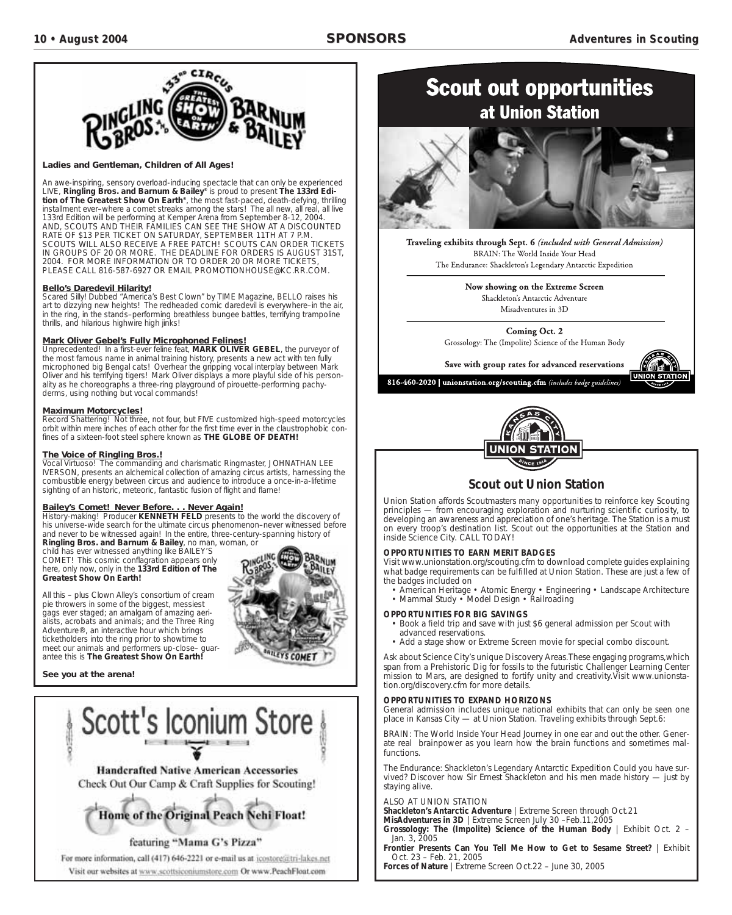RINGLING BROS. AND BARNUM & BAILEY — 133RD CIRCUS — THE GREATEST SHOW ON EARTH

**Ladies and Gentleman, Children of All Ages!**

An awe-inspiring, sensory overload-inducing spectacle that can only be experienced LIVE, **Ringling Bros. and Barnum & Bailey®** is proud to present **The 133rd Edition of The Greatest Show On Earth®**, the most fast-paced, death-defying, thrilling installment ever–where a comet streaks among the stars! The all new, all real, all live 133rd Edition will be performing at Kemper Arena from September 8-12, 2004. AND, SCOUTS AND THEIR FAMILIES CAN SEE THE SHOW AT A DISCOUNTED RATE OF $13 PER TICKET ON SATURDAY, SEPTEMBER 11TH AT 7 P.M. SCOUTS WILL ALSO RECEIVE A FREE PATCH! SCOUTS CAN ORDER TICKETS IN GROUPS OF 20 OR MORE. THE DEADLINE FOR ORDERS IS AUGUST 31ST, 2004. FOR MORE INFORMATION OR TO ORDER 20 OR MORE TICKETS, PLEASE CALL 816-587-6927 OR EMAIL PROMOTIONHOUSE@KC.RR.COM.

**Bello's Daredevil Hilarity!**
Scared Silly! Dubbed "America's Best Clown" by TIME Magazine, BELLO raises his art to dizzying new heights! The redheaded comic daredevil is everywhere–in the air, in the ring, in the stands–performing breathless bungee battles, terrifying trampoline thrills, and hilarious highwire high jinks!

**Mark Oliver Gebel's Fully Microphoned Felines!**
Unprecedented! In a first-ever feline feat, **MARK OLIVER GEBEL**, the purveyor of the most famous name in animal training history, presents a new act with ten fully microphoned big Bengal cats! Overhear the gripping vocal interplay between Mark Oliver and his terrifying tigers! Mark Oliver displays a more playful side of his personality as he choreographs a three-ring playground of pirouette-performing pachyderms, using nothing but vocal commands!

**Maximum Motorcycles!**
Record Shattering! Not three, not four, but FIVE customized high-speed motorcycles orbit within mere inches of each other for the first time ever in the claustrophobic confines of a sixteen-foot steel sphere known as **THE GLOBE OF DEATH!**

**The Voice of Ringling Bros.!**
Vocal Virtuoso! The commanding and charismatic Ringmaster, JOHNATHAN LEE IVERSON, presents an alchemical collection of amazing circus artists, harnessing the combustible energy between circus and audience to introduce a once-in-a-lifetime sighting of an historic, meteoric, fantastic fusion of flight and flame!

**Bailey's Comet! Never Before. . . Never Again!**
History-making! Producer **KENNETH FELD** presents to the world the discovery of his universe-wide search for the ultimate circus phenomenon–never witnessed before and never to be witnessed again! In the entire, three-century-spanning history of **Ringling Bros. and Barnum & Bailey**, no man, woman, or child has ever witnessed anything like BAILEY'S COMET! This cosmic conflagration appears only here, only now, only in the **133rd Edition of The Greatest Show On Earth!**

All this – plus Clown Alley's consortium of cream pie throwers in some of the biggest, messiest gags ever staged; an amalgam of amazing aerialists, acrobats and animals; and the Three Ring Adventure®, an interactive hour which brings ticketholders into the ring prior to showtime to meet our animals and performers up-close– guarantee this is **The Greatest Show On Earth!**

**See you at the arena!**

# Scott's Iconium Store

**Handcrafted Native American Accessories**

Check Out Our Camp & Craft Supplies for Scouting!

**Home of the Original Peach Nehi Float!**

featuring "Mama G's Pizza"

For more information, call (417) 646-2221 or e-mail us at icostore@tri-lakes.net

Visit our websites at www.scottsiconiumstore.com Or www.PeachFloat.com

# Scout out opportunities at Union Station

**Traveling exhibits through Sept. 6** *(included with General Admission)*
BRAIN: The World Inside Your Head
The Endurance: Shackleton's Legendary Antarctic Expedition

**Now showing on the Extreme Screen**
Shackleton's Antarctic Adventure
Misadventures in 3D

**Coming Oct. 2**
Grossology: The (Impolite) Science of the Human Body

**Save with group rates for advanced reservations**

**816-460-2020 | unionstation.org/scouting.cfm** *(includes badge guidelines)*

KANSAS CITY UNION STATION SINCE 1914

## Scout out Union Station

Union Station affords Scoutmasters many opportunities to reinforce key Scouting principles — from encouraging exploration and nurturing scientific curiosity, to developing an awareness and appreciation of one's heritage. The Station is a must on every troop's destination list. Scout out the opportunities at the Station and inside Science City. CALL TODAY!

**OPPORTUNITIES TO EARN MERIT BADGES**
Visit www.unionstation.org/scouting.cfm to download complete guides explaining what badge requirements can be fulfilled at Union Station. These are just a few of the badges included on

- American Heritage • Atomic Energy • Engineering • Landscape Architecture
- Mammal Study • Model Design • Railroading

**OPPORTUNITIES FOR BIG SAVINGS**

- Book a field trip and save with just $6 general admission per Scout with advanced reservations.
- Add a stage show or Extreme Screen movie for special combo discount.

Ask about Science City's unique Discovery Areas.These engaging programs,which span from a Prehistoric Dig for fossils to the futuristic Challenger Learning Center mission to Mars, are designed to fortify unity and creativity.Visit www.unionstation.org/discovery.cfm for more details.

**OPPORTUNITIES TO EXPAND HORIZONS**
General admission includes unique national exhibits that can only be seen one place in Kansas City — at Union Station. Traveling exhibits through Sept.6:

BRAIN: The World Inside Your Head Journey in one ear and out the other. Generate real brainpower as you learn how the brain functions and sometimes malfunctions.

The Endurance: Shackleton's Legendary Antarctic Expedition Could you have survived? Discover how Sir Ernest Shackleton and his men made history — just by staying alive.

ALSO AT UNION STATION
**Shackleton's Antarctic Adventure** | Extreme Screen through Oct.21
**MisAdventures in 3D** | Extreme Screen July 30 –Feb.11,2005
**Grossology: The (Impolite) Science of the Human Body** | Exhibit Oct. 2 – Jan. 3, 2005
**Frontier Presents Can You Tell Me How to Get to Sesame Street?** | Exhibit Oct. 23 – Feb. 21, 2005
**Forces of Nature** | Extreme Screen Oct.22 – June 30, 2005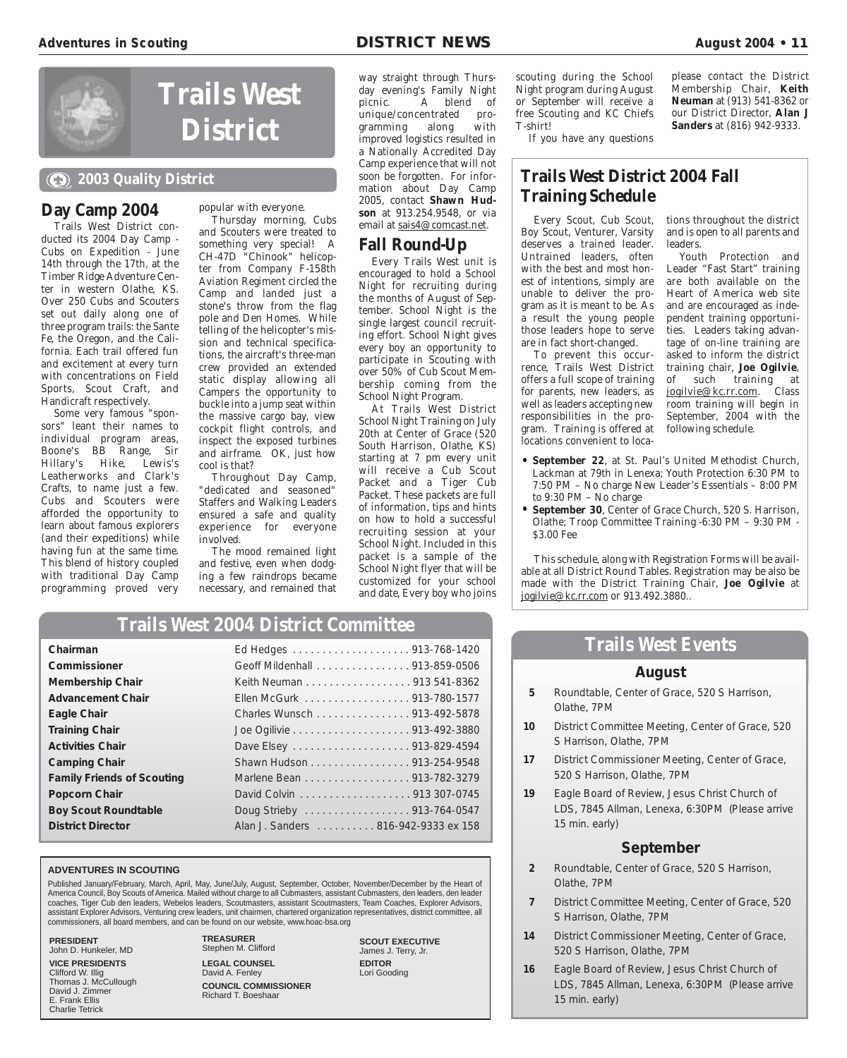# Trails West District

## 2003 Quality District

## Day Camp 2004

Trails West District conducted its 2004 Day Camp - Cubs on Expedition - June 14th through the 17th, at the Timber Ridge Adventure Center in western Olathe, KS. Over 250 Cubs and Scouters set out daily along one of three program trails: the Sante Fe, the Oregon, and the California. Each trail offered fun and excitement at every turn with concentrations on Field Sports, Scout Craft, and Handicraft respectively.

Some very famous "sponsors" leant their names to individual program areas, Boone's BB Range, Sir Hillary's Hike, Lewis's Leatherworks and Clark's Crafts, to name just a few. Cubs and Scouters were afforded the opportunity to learn about famous explorers (and their expeditions) while having fun at the same time. This blend of history coupled with traditional Day Camp programming proved very popular with everyone.

Thursday morning, Cubs and Scouters were treated to something very special! A CH-47D "Chinook" helicopter from Company F-158th Aviation Regiment circled the Camp and landed just a stone's throw from the flag pole and Den Homes. While telling of the helicopter's mission and technical specifications, the aircraft's three-man crew provided an extended static display allowing all Campers the opportunity to buckle into a jump seat within the massive cargo bay, view cockpit flight controls, and inspect the exposed turbines and airframe. OK, just how cool is that?

Throughout Day Camp, "dedicated and seasoned" Staffers and Walking Leaders ensured a safe and quality experience for everyone involved.

The mood remained light and festive, even when dodging a few raindrops became necessary, and remained that way straight through Thursday evening's Family Night picnic. A blend of unique/concentrated programming along with improved logistics resulted in a Nationally Accredited Day Camp experience that will not soon be forgotten. For information about Day Camp 2005, contact **Shawn Hudson** at 913.254.9548, or via email at sais4@comcast.net.

## Fall Round-Up

Every Trails West unit is encouraged to hold a School Night for recruiting during the months of August of September. School Night is the single largest council recruiting effort. School Night gives every boy an opportunity to participate in Scouting with over 50% of Cub Scout Membership coming from the School Night Program.

At Trails West District School Night Training on July 20th at Center of Grace (520 South Harrison, Olathe, KS) starting at 7 pm every unit will receive a Cub Scout Packet and a Tiger Cub Packet. These packets are full of information, tips and hints on how to hold a successful recruiting session at your School Night. Included in this packet is a sample of the School Night flyer that will be customized for your school and date, Every boy who joins scouting during the School Night program during August or September will receive a free Scouting and KC Chiefs T-shirt!

If you have any questions please contact the District Membership Chair, **Keith Neuman** at (913) 541-8362 or our District Director, **Alan J Sanders** at (816) 942-9333.

## Trails West District 2004 Fall Training Schedule

Every Scout, Cub Scout, Boy Scout, Venturer, Varsity deserves a trained leader. Untrained leaders, often with the best and most honest of intentions, simply are unable to deliver the program as it is meant to be. As a result the young people those leaders hope to serve are in fact short-changed.

To prevent this occurrence, Trails West District offers a full scope of training for parents, new leaders, as well as leaders accepting new responsibilities in the program. Training is offered at locations convenient to locations throughout the district and is open to all parents and leaders.

Youth Protection and Leader "Fast Start" training are both available on the Heart of America web site and are encouraged as independent training opportunities. Leaders taking advantage of on-line training are asked to inform the district training chair, **Joe Ogilvie**, of such training at jogilvie@kc.rr.com. Class room training will begin in September, 2004 with the following schedule.

- **September 22**, at St. Paul's United Methodist Church, Lackman at 79th in Lenexa; Youth Protection 6:30 PM to 7:50 PM – No charge New Leader's Essentials – 8:00 PM to 9:30 PM – No charge
- **September 30**, Center of Grace Church, 520 S. Harrison, Olathe; Troop Committee Training -6:30 PM – 9:30 PM - $3.00 Fee

This schedule, along with Registration Forms will be available at all District Round Tables. Registration may be also be made with the District Training Chair, **Joe Ogilvie** at jogilvie@kc.rr.com or 913.492.3880..

## Trails West 2004 District Committee

| | | |
|---|---|---|
| **Chairman** | Ed Hedges | 913-768-1420 |
| **Commissioner** | Geoff Mildenhall | 913-859-0506 |
| **Membership Chair** | Keith Neuman | 913 541-8362 |
| **Advancement Chair** | Ellen McGurk | 913-780-1577 |
| **Eagle Chair** | Charles Wunsch | 913-492-5878 |
| **Training Chair** | Joe Ogilivie | 913-492-3880 |
| **Activities Chair** | Dave Elsey | 913-829-4594 |
| **Camping Chair** | Shawn Hudson | 913-254-9548 |
| **Family Friends of Scouting** | Marlene Bean | 913-782-3279 |
| **Popcorn Chair** | David Colvin | 913 307-0745 |
| **Boy Scout Roundtable** | Doug Strieby | 913-764-0547 |
| **District Director** | Alan J. Sanders | 816-942-9333 ex 158 |

## Trails West Events

### August

- **5** Roundtable, Center of Grace, 520 S Harrison, Olathe, 7PM
- **10** District Committee Meeting, Center of Grace, 520 S Harrison, Olathe, 7PM
- **17** District Commissioner Meeting, Center of Grace, 520 S Harrison, Olathe, 7PM
- **19** Eagle Board of Review, Jesus Christ Church of LDS, 7845 Allman, Lenexa, 6:30PM (Please arrive 15 min. early)

### September

- **2** Roundtable, Center of Grace, 520 S Harrison, Olathe, 7PM
- **7** District Committee Meeting, Center of Grace, 520 S Harrison, Olathe, 7PM
- **14** District Commissioner Meeting, Center of Grace, 520 S Harrison, Olathe, 7PM
- **16** Eagle Board of Review, Jesus Christ Church of LDS, 7845 Allman, Lenexa, 6:30PM (Please arrive 15 min. early)

**ADVENTURES IN SCOUTING**

Published January/February, March, April, May, June/July, August, September, October, November/December by the Heart of America Council, Boy Scouts of America. Mailed without charge to all Cubmasters, assistant Cubmasters, den leaders, den leader coaches, Tiger Cub den leaders, Webelos leaders, Scoutmasters, assistant Scoutmasters, Team Coaches, Explorer Advisors, assistant Explorer Advisors, Venturing crew leaders, unit chairmen, chartered organization representatives, district committee, all commissioners, all board members, and can be found on our website, www.hoac-bsa.org

**PRESIDENT**
John D. Hunkeler, MD

**VICE PRESIDENTS**
Clifford W. Illig
Thomas J. McCullough
David J. Zimmer
E. Frank Ellis
Charlie Tetrick

**TREASURER**
Stephen M. Clifford

**LEGAL COUNSEL**
David A. Fenley

**COUNCIL COMMISSIONER**
Richard T. Boeshaar

**SCOUT EXECUTIVE**
James J. Terry, Jr.

**EDITOR**
Lori Gooding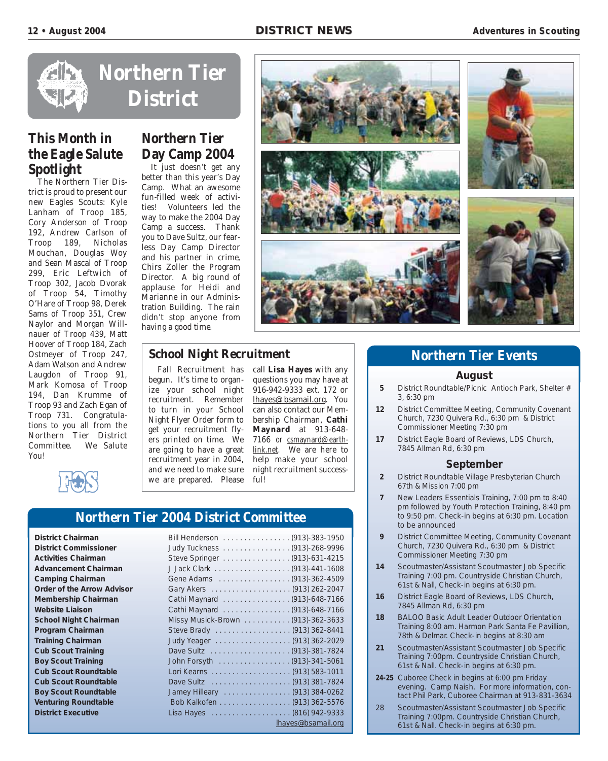# Northern Tier District

## This Month in the Eagle Salute Spotlight

The Northern Tier District is proud to present our new Eagles Scouts: Kyle Lanham of Troop 185, Cory Anderson of Troop 192, Andrew Carlson of Troop 189, Nicholas Mouchan, Douglas Woy and Sean Mascal of Troop 299, Eric Leftwich of Troop 302, Jacob Dvorak of Troop 54, Timothy O'Hare of Troop 98, Derek Sams of Troop 351, Crew Naylor and Morgan Willnauer of Troop 439, Matt Hoover of Troop 184, Zach Ostmeyer of Troop 247, Adam Watson and Andrew Laugdon of Troop 91, Mark Komosa of Troop 194, Dan Krumme of Troop 93 and Zach Egan of Troop 731. Congratulations to you all from the Northern Tier District Committee. We Salute You!

## Northern Tier Day Camp 2004

It just doesn't get any better than this year's Day Camp. What an awesome fun-filled week of activities! Volunteers led the way to make the 2004 Day Camp a success. Thank you to Dave Sultz, our fearless Day Camp Director and his partner in crime, Chirs Zoller the Program Director. A big round of applause for Heidi and Marianne in our Administration Building. The rain didn't stop anyone from having a good time.

## School Night Recruitment

Fall Recruitment has begun. It's time to organize your school night recruitment. Remember to turn in your School Night Flyer Order form to get your recruitment flyers printed on time. We are going to have a great recruitment year in 2004, and we need to make sure we are prepared. Please call **Lisa Hayes** with any questions you may have at 916-942-9333 ext. 172 or lhayes@bsamail.org. You can also contact our Membership Chairman, **Cathi Maynard** at 913-648-7166 or csmaynard@earthlink.net. We are here to help make your school night recruitment successful!

## Northern Tier 2004 District Committee

| | |
|---|---|
| **District Chairman** | Bill Henderson (913)-383-1950 |
| **District Commissioner** | Judy Tuckness (913)-268-9996 |
| **Activities Chairman** | Steve Springer (913)-631-4215 |
| **Advancement Chairman** | J Jack Clark (913)-441-1608 |
| **Camping Chairman** | Gene Adams (913)-362-4509 |
| **Order of the Arrow Advisor** | Gary Akers (913) 262-2047 |
| **Membership Chairman** | Cathi Maynard (913)-648-7166 |
| **Website Liaison** | Cathi Maynard (913)-648-7166 |
| **School Night Chairman** | Missy Musick-Brown (913)-362-3633 |
| **Program Chairman** | Steve Brady (913) 362-8441 |
| **Training Chairman** | Judy Yeager (913) 362-2029 |
| **Cub Scout Training** | Dave Sultz (913)-381-7824 |
| **Boy Scout Training** | John Forsyth (913)-341-5061 |
| **Cub Scout Roundtable** | Lori Kearns (913) 583-1011 |
| **Cub Scout Roundtable** | Dave Sultz (913) 381-7824 |
| **Boy Scout Roundtable** | Jamey Hilleary (913) 384-0262 |
| **Venturing Roundtable** | Bob Kalkofen (913) 362-5576 |
| **District Executive** | Lisa Hayes (816) 942-9333 lhayes@bsamail.org |

## Northern Tier Events

### August

- **5** District Roundtable/Picnic Antioch Park, Shelter # 3, 6:30 pm
- **12** District Committee Meeting, Community Covenant Church, 7230 Quivera Rd., 6:30 pm & District Commissioner Meeting 7:30 pm
- **17** District Eagle Board of Reviews, LDS Church, 7845 Allman Rd, 6:30 pm

### September

- **2** District Roundtable Village Presbyterian Church 67th & Mission 7:00 pm
- **7** New Leaders Essentials Training, 7:00 pm to 8:40 pm followed by Youth Protection Training, 8:40 pm to 9:50 pm. Check-in begins at 6:30 pm. Location to be announced
- **9** District Committee Meeting, Community Covenant Church, 7230 Quivera Rd., 6:30 pm & District Commissioner Meeting 7:30 pm
- **14** Scoutmaster/Assistant Scoutmaster Job Specific Training 7:00 pm. Countryside Christian Church, 61st & Nall, Check-in begins at 6:30 pm.
- **16** District Eagle Board of Reviews, LDS Church, 7845 Allman Rd, 6:30 pm
- **18** BALOO Basic Adult Leader Outdoor Orientation Training 8:00 am. Harmon Park Santa Fe Pavillion, 78th & Delmar. Check-in begins at 8:30 am
- **21** Scoutmaster/Assistant Scoutmaster Job Specific Training 7:00pm. Countryside Christian Church, 61st & Nall. Check-in begins at 6:30 pm.
- **24-25** Cuboree Check in begins at 6:00 pm Friday evening. Camp Naish. For more information, contact Phil Park, Cuboree Chairman at 913-831-3634
- **28** Scoutmaster/Assistant Scoutmaster Job Specific Training 7:00pm. Countryside Christian Church, 61st & Nall. Check-in begins at 6:30 pm.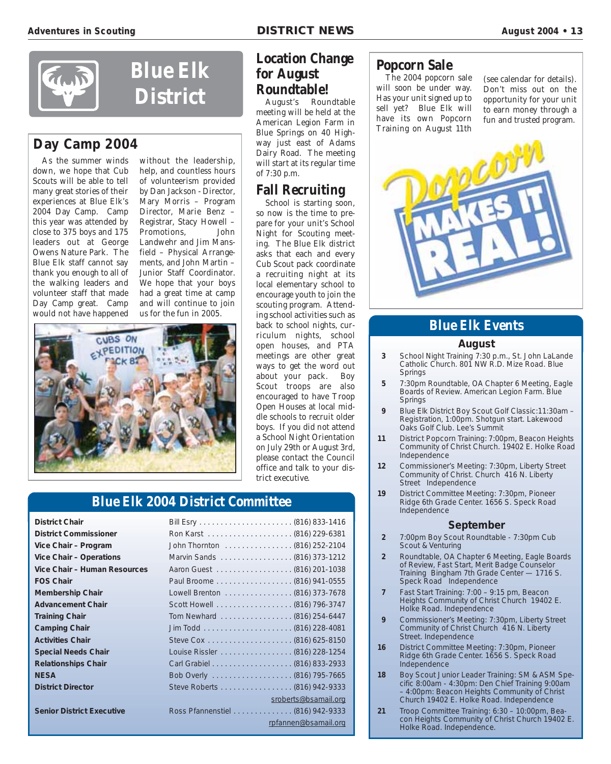# Blue Elk District

## Day Camp 2004

As the summer winds down, we hope that Cub Scouts will be able to tell many great stories of their experiences at Blue Elk's 2004 Day Camp. Camp this year was attended by close to 375 boys and 175 leaders out at George Owens Nature Park. The Blue Elk staff cannot say thank you enough to all of the walking leaders and volunteer staff that made Day Camp great. Camp would not have happened without the leadership, help, and countless hours of volunteerism provided by Dan Jackson - Director, Mary Morris – Program Director, Marie Benz – Registrar, Stacy Howell – Promotions, John Landwehr and Jim Mansfield – Physical Arrangements, and John Martin – Junior Staff Coordinator. We hope that your boys had a great time at camp and will continue to join us for the fun in 2005.

## Location Change for August Roundtable!

August's Roundtable meeting will be held at the American Legion Farm in Blue Springs on 40 Highway just east of Adams Dairy Road. The meeting will start at its regular time of 7:30 p.m.

## Fall Recruiting

School is starting soon, so now is the time to prepare for your unit's School Night for Scouting meeting. The Blue Elk district asks that each and every Cub Scout pack coordinate a recruiting night at its local elementary school to encourage youth to join the scouting program. Attending school activities such as back to school nights, curriculum nights, school open houses, and PTA meetings are other great ways to get the word out about your pack. Boy Scout troops are also encouraged to have Troop Open Houses at local middle schools to recruit older boys. If you did not attend a School Night Orientation on July 29th or August 3rd, please contact the Council office and talk to your district executive.

## Popcorn Sale

The 2004 popcorn sale will soon be under way. Has your unit signed up to sell yet? Blue Elk will have its own Popcorn Training on August 11th (see calendar for details). Don't miss out on the opportunity for your unit to earn money through a fun and trusted program.

Popcorn MAKES IT REAL!

## Blue Elk 2004 District Committee

| | |
|---|---|
| **District Chair** | Bill Esry . . . . . (816) 833-1416 |
| **District Commissioner** | Ron Karst . . . . . (816) 229-6381 |
| **Vice Chair – Program** | John Thornton . . . . . (816) 252-2104 |
| **Vice Chair – Operations** | Marvin Sands . . . . . (816) 373-1212 |
| **Vice Chair – Human Resources** | Aaron Guest . . . . . (816) 201-1038 |
| **FOS Chair** | Paul Broome . . . . . (816) 941-0555 |
| **Membership Chair** | Lowell Brenton . . . . . (816) 373-7678 |
| **Advancement Chair** | Scott Howell . . . . . (816) 796-3747 |
| **Training Chair** | Tom Newhard . . . . . (816) 254-6447 |
| **Camping Chair** | Jim Todd . . . . . (816) 228-4081 |
| **Activities Chair** | Steve Cox . . . . . (816) 625-8150 |
| **Special Needs Chair** | Louise Rissler . . . . . (816) 228-1254 |
| **Relationships Chair** | Carl Grabiel . . . . . (816) 833-2933 |
| **NESA** | Bob Overly . . . . . (816) 795-7665 |
| **District Director** | Steve Roberts . . . . . (816) 942-9333 sroberts@bsamail.org |
| **Senior District Executive** | Ross Pfannenstiel . . . . . (816) 942-9333 rpfannen@bsamail.org |

## Blue Elk Events

### August

- **3** School Night Training 7:30 p.m., St. John LaLande Catholic Church. 801 NW R.D. Mize Road. Blue Springs
- **5** 7:30pm Roundtable, OA Chapter 6 Meeting, Eagle Boards of Review. American Legion Farm. Blue Springs
- **9** Blue Elk District Boy Scout Golf Classic:11:30am – Registration, 1:00pm. Shotgun start. Lakewood Oaks Golf Club. Lee's Summit
- **11** District Popcorn Training: 7:00pm, Beacon Heights Community of Christ Church. 19402 E. Holke Road Independence
- **12** Commissioner's Meeting: 7:30pm, Liberty Street Community of Christ. Church 416 N. Liberty Street Independence
- **19** District Committee Meeting: 7:30pm, Pioneer Ridge 6th Grade Center. 1656 S. Speck Road Independence

### September

- **2** 7:00pm Boy Scout Roundtable - 7:30pm Cub Scout & Venturing
- **2** Roundtable, OA Chapter 6 Meeting, Eagle Boards of Review, Fast Start, Merit Badge Counselor Training Bingham 7th Grade Center — 1716 S. Speck Road Independence
- **7** Fast Start Training: 7:00 – 9:15 pm, Beacon Heights Community of Christ Church 19402 E. Holke Road. Independence
- **9** Commissioner's Meeting: 7:30pm, Liberty Street Community of Christ Church 416 N. Liberty Street. Independence
- **16** District Committee Meeting: 7:30pm, Pioneer Ridge 6th Grade Center. 1656 S. Speck Road Independence
- **18** Boy Scout Junior Leader Training: SM & ASM Specific 8:00am - 4:30pm: Den Chief Training 9:00am – 4:00pm: Beacon Heights Community of Christ Church 19402 E. Holke Road. Independence
- **21** Troop Committee Training: 6:30 – 10:00pm, Beacon Heights Community of Christ Church 19402 E. Holke Road. Independence.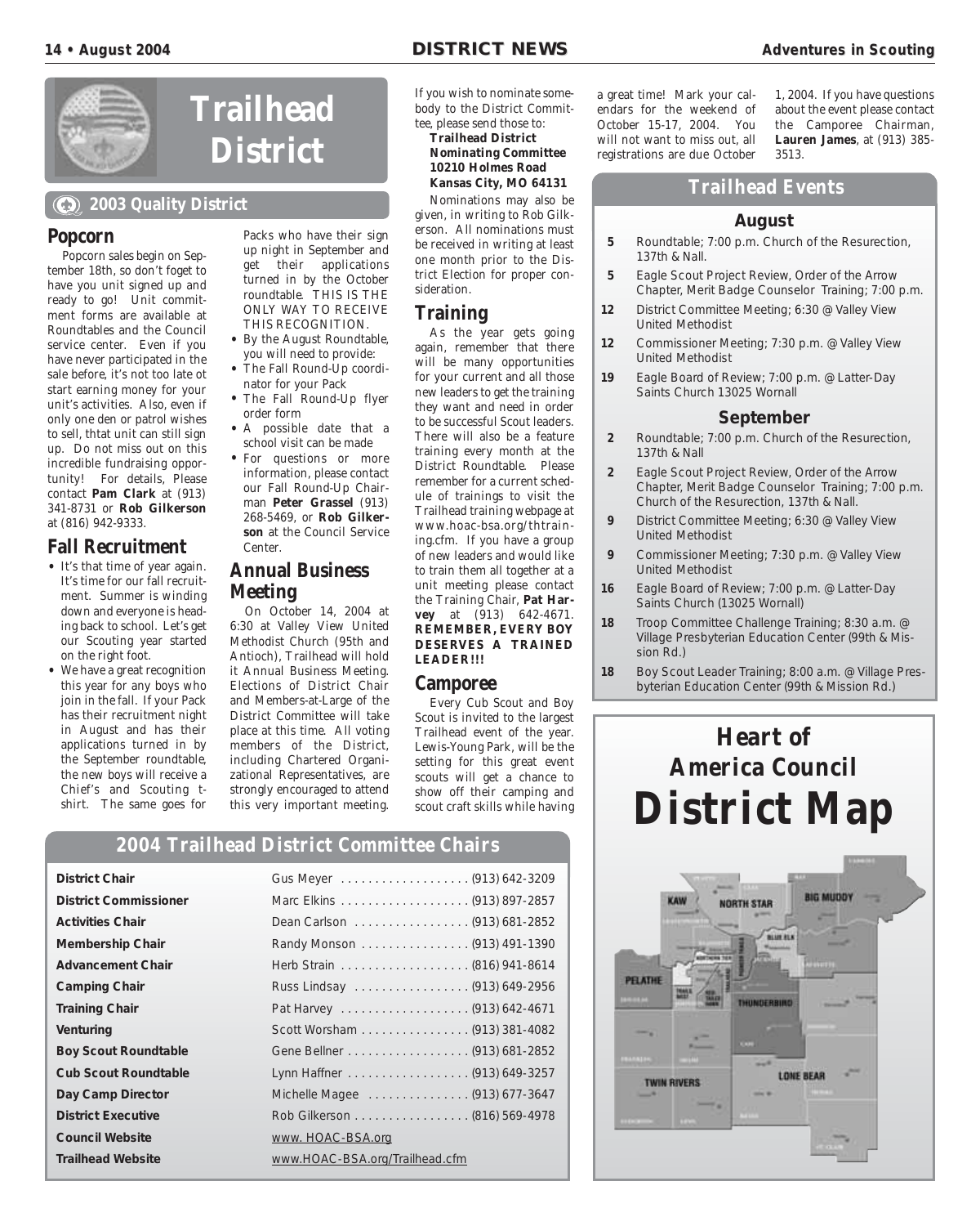# Trailhead District

## 2003 Quality District

### Popcorn

Popcorn sales begin on September 18th, so don't foget to have you unit signed up and ready to go! Unit commitment forms are available at Roundtables and the Council service center. Even if you have never participated in the sale before, it's not too late ot start earning money for your unit's activities. Also, even if only one den or patrol wishes to sell, thtat unit can still sign up. Do not miss out on this incredible fundraising opportunity! For details, Please contact **Pam Clark** at (913) 341-8731 or **Rob Gilkerson** at (816) 942-9333.

### Fall Recruitment

- It's that time of year again. It's time for our fall recruitment. Summer is winding down and everyone is heading back to school. Let's get our Scouting year started on the right foot.
- We have a great recognition this year for any boys who join in the fall. If your Pack has their recruitment night in August and has their applications turned in by the September roundtable, the new boys will receive a Chief's and Scouting t-shirt. The same goes for Packs who have their sign up night in September and get their applications turned in by the October roundtable. THIS IS THE ONLY WAY TO RECEIVE THIS RECOGNITION.
- By the August Roundtable, you will need to provide:
- The Fall Round-Up coordinator for your Pack
- The Fall Round-Up flyer order form
- A possible date that a school visit can be made
- For questions or more information, please contact our Fall Round-Up Chairman **Peter Grassel** (913) 268-5469, or **Rob Gilkerson** at the Council Service Center.

### Annual Business Meeting

On October 14, 2004 at 6:30 at Valley View United Methodist Church (95th and Antioch), Trailhead will hold it Annual Business Meeting. Elections of District Chair and Members-at-Large of the District Committee will take place at this time. All voting members of the District, including Chartered Organizational Representatives, are strongly encouraged to attend this very important meeting. If you wish to nominate somebody to the District Committee, please send those to:

**Trailhead District Nominating Committee**
**10210 Holmes Road**
**Kansas City, MO 64131**

Nominations may also be given, in writing to Rob Gilkerson. All nominations must be received in writing at least one month prior to the District Election for proper consideration.

### Training

As the year gets going again, remember that there will be many opportunities for your current and all those new leaders to get the training they want and need in order to be successful Scout leaders. There will also be a feature training every month at the District Roundtable. Please remember for a current schedule of trainings to visit the Trailhead training webpage at www.hoac-bsa.org/thtraining.cfm. If you have a group of new leaders and would like to train them all together at a unit meeting please contact the Training Chair, **Pat Harvey** at (913) 642-4671. **REMEMBER, EVERY BOY DESERVES A TRAINED LEADER!!!**

### Camporee

Every Cub Scout and Boy Scout is invited to the largest Trailhead event of the year. Lewis-Young Park, will be the setting for this great event scouts will get a chance to show off their camping and scout craft skills while having a great time! Mark your calendars for the weekend of October 15-17, 2004. You will not want to miss out, all registrations are due October 1, 2004. If you have questions about the event please contact the Camporee Chairman, **Lauren James**, at (913) 385-3513.

## Trailhead Events

### August

- **5** Roundtable; 7:00 p.m. Church of the Resurection, 137th & Nall.
- **5** Eagle Scout Project Review, Order of the Arrow Chapter, Merit Badge Counselor Training; 7:00 p.m.
- **12** District Committee Meeting; 6:30 @ Valley View United Methodist
- **12** Commissioner Meeting; 7:30 p.m. @ Valley View United Methodist
- **19** Eagle Board of Review; 7:00 p.m. @ Latter-Day Saints Church 13025 Wornall

### September

- **2** Roundtable; 7:00 p.m. Church of the Resurection, 137th & Nall
- **2** Eagle Scout Project Review, Order of the Arrow Chapter, Merit Badge Counselor Training; 7:00 p.m. Church of the Resurection, 137th & Nall.
- **9** District Committee Meeting; 6:30 @ Valley View United Methodist
- **9** Commissioner Meeting; 7:30 p.m. @ Valley View United Methodist
- **16** Eagle Board of Review; 7:00 p.m. @ Latter-Day Saints Church (13025 Wornall)
- **18** Troop Committee Challenge Training; 8:30 a.m. @ Village Presbyterian Education Center (99th & Mission Rd.)
- **18** Boy Scout Leader Training; 8:00 a.m. @ Village Presbyterian Education Center (99th & Mission Rd.)

## 2004 Trailhead District Committee Chairs

| | |
|---|---|
| **District Chair** | Gus Meyer (913) 642-3209 |
| **District Commissioner** | Marc Elkins (913) 897-2857 |
| **Activities Chair** | Dean Carlson (913) 681-2852 |
| **Membership Chair** | Randy Monson (913) 491-1390 |
| **Advancement Chair** | Herb Strain (816) 941-8614 |
| **Camping Chair** | Russ Lindsay (913) 649-2956 |
| **Training Chair** | Pat Harvey (913) 642-4671 |
| **Venturing** | Scott Worsham (913) 381-4082 |
| **Boy Scout Roundtable** | Gene Bellner (913) 681-2852 |
| **Cub Scout Roundtable** | Lynn Haffner (913) 649-3257 |
| **Day Camp Director** | Michelle Magee (913) 677-3647 |
| **District Executive** | Rob Gilkerson (816) 569-4978 |
| **Council Website** | www. HOAC-BSA.org |
| **Trailhead Website** | www.HOAC-BSA.org/Trailhead.cfm |

## Heart of America Council District Map

KAW
NORTH STAR
BIG MUDDY
BLUE ELK
NORTHERN TIER
PELATHE
TRAILS WEST
RED TAILED HAWK
THUNDERBIRD
TWIN RIVERS
LONE BEAR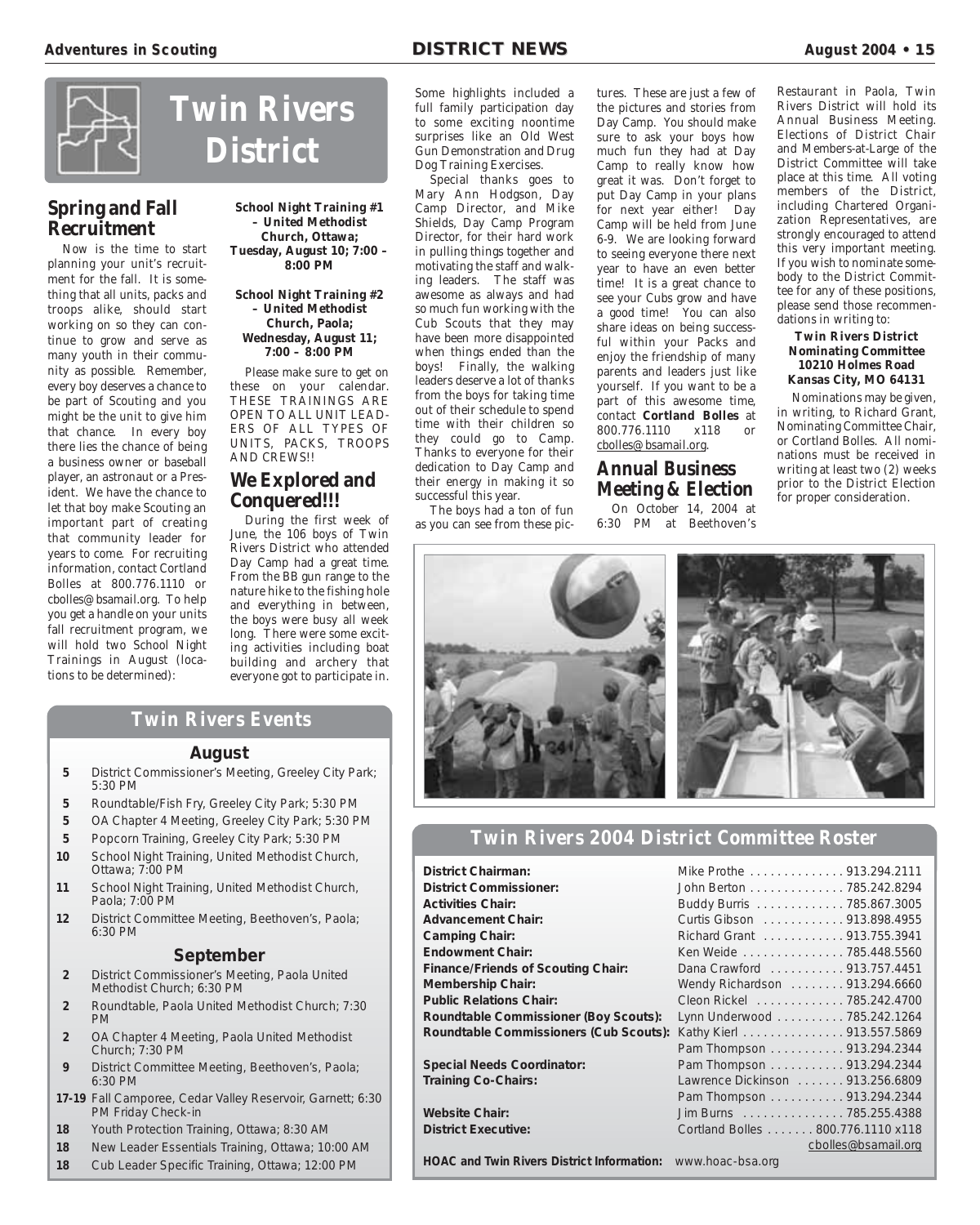# Twin Rivers District

## Spring and Fall Recruitment

Now is the time to start planning your unit's recruitment for the fall. It is something that all units, packs and troops alike, should start working on so they can continue to grow and serve as many youth in their community as possible. Remember, every boy deserves a chance to be part of Scouting and you might be the unit to give him that chance. In every boy there lies the chance of being a business owner or baseball player, an astronaut or a President. We have the chance to let that boy make Scouting an important part of creating that community leader for years to come. For recruiting information, contact Cortland Bolles at 800.776.1110 or cbolles@bsamail.org. To help you get a handle on your units fall recruitment program, we will hold two School Night Trainings in August (locations to be determined):

**School Night Training #1 – United Methodist Church, Ottawa; Tuesday, August 10; 7:00 – 8:00 PM**

**School Night Training #2 – United Methodist Church, Paola; Wednesday, August 11; 7:00 – 8:00 PM**

Please make sure to get on these on your calendar. THESE TRAININGS ARE OPEN TO ALL UNIT LEADERS OF ALL TYPES OF UNITS, PACKS, TROOPS AND CREWS!!

## We Explored and Conquered!!!

During the first week of June, the 106 boys of Twin Rivers District who attended Day Camp had a great time. From the BB gun range to the nature hike to the fishing hole and everything in between, the boys were busy all week long. There were some exciting activities including boat building and archery that everyone got to participate in. Some highlights included a full family participation day to some exciting noontime surprises like an Old West Gun Demonstration and Drug Dog Training Exercises.

Special thanks goes to Mary Ann Hodgson, Day Camp Director, and Mike Shields, Day Camp Program Director, for their hard work in pulling things together and motivating the staff and walking leaders. The staff was awesome as always and had so much fun working with the Cub Scouts that they may have been more disappointed when things ended than the boys! Finally, the walking leaders deserve a lot of thanks from the boys for taking time out of their schedule to spend time with their children so they could go to Camp. Thanks to everyone for their dedication to Day Camp and their energy in making it so successful this year.

The boys had a ton of fun as you can see from these pictures. These are just a few of the pictures and stories from Day Camp. You should make sure to ask your boys how much fun they had at Day Camp to really know how great it was. Don't forget to put Day Camp in your plans for next year either! Day Camp will be held from June 6-9. We are looking forward to seeing everyone there next year to have an even better time! It is a great chance to see your Cubs grow and have a good time! You can also share ideas on being successful within your Packs and enjoy the friendship of many parents and leaders just like yourself. If you want to be a part of this awesome time, contact **Cortland Bolles** at 800.776.1110 x118 or cbolles@bsamail.org.

## Annual Business Meeting & Election

On October 14, 2004 at 6:30 PM at Beethoven's Restaurant in Paola, Twin Rivers District will hold its Annual Business Meeting. Elections of District Chair and Members-at-Large of the District Committee will take place at this time. All voting members of the District, including Chartered Organization Representatives, are strongly encouraged to attend this very important meeting. If you wish to nominate somebody to the District Committee for any of these positions, please send those recommendations in writing to:

**Twin Rivers District Nominating Committee 10210 Holmes Road Kansas City, MO 64131**

Nominations may be given, in writing, to Richard Grant, Nominating Committee Chair, or Cortland Bolles. All nominations must be received in writing at least two (2) weeks prior to the District Election for proper consideration.

## Twin Rivers Events

### August

| | |
|---|---|
| 5 | District Commissioner's Meeting, Greeley City Park; 5:30 PM |
| 5 | Roundtable/Fish Fry, Greeley City Park; 5:30 PM |
| 5 | OA Chapter 4 Meeting, Greeley City Park; 5:30 PM |
| 5 | Popcorn Training, Greeley City Park; 5:30 PM |
| 10 | School Night Training, United Methodist Church, Ottawa; 7:00 PM |
| 11 | School Night Training, United Methodist Church, Paola; 7:00 PM |
| 12 | District Committee Meeting, Beethoven's, Paola; 6:30 PM |

### September

| | |
|---|---|
| 2 | District Commissioner's Meeting, Paola United Methodist Church; 6:30 PM |
| 2 | Roundtable, Paola United Methodist Church; 7:30 PM |
| 2 | OA Chapter 4 Meeting, Paola United Methodist Church; 7:30 PM |
| 9 | District Committee Meeting, Beethoven's, Paola; 6:30 PM |
| 17-19 | Fall Camporee, Cedar Valley Reservoir, Garnett; 6:30 PM Friday Check-in |
| 18 | Youth Protection Training, Ottawa; 8:30 AM |
| 18 | New Leader Essentials Training, Ottawa; 10:00 AM |
| 18 | Cub Leader Specific Training, Ottawa; 12:00 PM |

## Twin Rivers 2004 District Committee Roster

| | |
|---|---|
| **District Chairman:** | Mike Prothe 913.294.2111 |
| **District Commissioner:** | John Berton 785.242.8294 |
| **Activities Chair:** | Buddy Burris 785.867.3005 |
| **Advancement Chair:** | Curtis Gibson 913.898.4955 |
| **Camping Chair:** | Richard Grant 913.755.3941 |
| **Endowment Chair:** | Ken Weide 785.448.5560 |
| **Finance/Friends of Scouting Chair:** | Dana Crawford 913.757.4451 |
| **Membership Chair:** | Wendy Richardson 913.294.6660 |
| **Public Relations Chair:** | Cleon Rickel 785.242.4700 |
| **Roundtable Commissioner (Boy Scouts):** | Lynn Underwood 785.242.1264 |
| **Roundtable Commissioners (Cub Scouts):** | Kathy Kierl 913.557.5869 |
| | Pam Thompson 913.294.2344 |
| **Special Needs Coordinator:** | Pam Thompson 913.294.2344 |
| **Training Co-Chairs:** | Lawrence Dickinson 913.256.6809 |
| | Pam Thompson 913.294.2344 |
| **Website Chair:** | Jim Burns 785.255.4388 |
| **District Executive:** | Cortland Bolles 800.776.1110 x118 cbolles@bsamail.org |
| **HOAC and Twin Rivers District Information:** | www.hoac-bsa.org |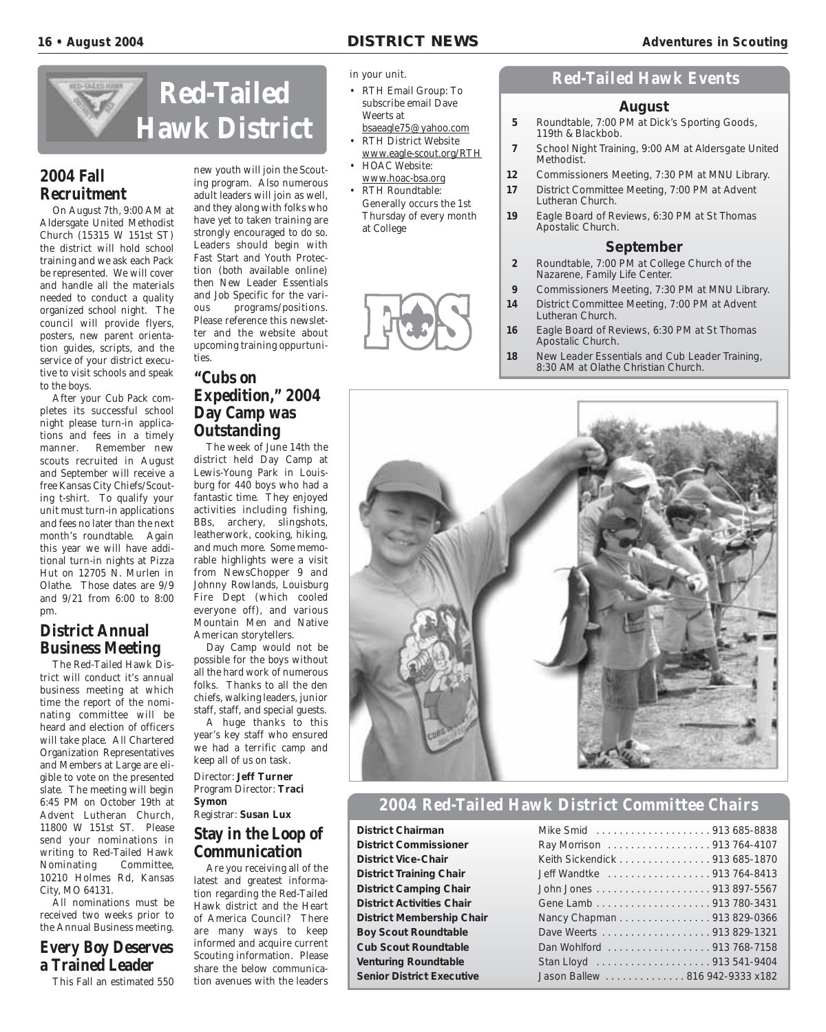# Red-Tailed Hawk District

## 2004 Fall Recruitment

On August 7th, 9:00 AM at Aldersgate United Methodist Church (15315 W 151st ST) the district will hold school training and we ask each Pack be represented. We will cover and handle all the materials needed to conduct a quality organized school night. The council will provide flyers, posters, new parent orientation guides, scripts, and the service of your district executive to visit schools and speak to the boys.

After your Cub Pack completes its successful school night please turn-in applications and fees in a timely manner. Remember new scouts recruited in August and September will receive a free Kansas City Chiefs/Scouting t-shirt. To qualify your unit must turn-in applications and fees no later than the next month's roundtable. Again this year we will have additional turn-in nights at Pizza Hut on 12705 N. Murlen in Olathe. Those dates are 9/9 and 9/21 from 6:00 to 8:00 pm.

## District Annual Business Meeting

The Red-Tailed Hawk District will conduct it's annual business meeting at which time the report of the nominating committee will be heard and election of officers will take place. All Chartered Organization Representatives and Members at Large are eligible to vote on the presented slate. The meeting will begin 6:45 PM on October 19th at Advent Lutheran Church, 11800 W 151st ST. Please send your nominations in writing to Red-Tailed Hawk Nominating Committee, 10210 Holmes Rd, Kansas City, MO 64131.

All nominations must be received two weeks prior to the Annual Business meeting.

## Every Boy Deserves a Trained Leader

This Fall an estimated 550 new youth will join the Scouting program. Also numerous adult leaders will join as well, and they along with folks who have yet to taken training are strongly encouraged to do so. Leaders should begin with Fast Start and Youth Protection (both available online) then New Leader Essentials and Job Specific for the various programs/positions. Please reference this newsletter and the website about upcoming training oppurtunities.

## "Cubs on Expedition," 2004 Day Camp was Outstanding

The week of June 14th the district held Day Camp at Lewis-Young Park in Louisburg for 440 boys who had a fantastic time. They enjoyed activities including fishing, BBs, archery, slingshots, leatherwork, cooking, hiking, and much more. Some memorable highlights were a visit from NewsChopper 9 and Johnny Rowlands, Louisburg Fire Dept (which cooled everyone off), and various Mountain Men and Native American storytellers.

Day Camp would not be possible for the boys without all the hard work of numerous folks. Thanks to all the den chiefs, walking leaders, junior staff, staff, and special guests.

A huge thanks to this year's key staff who ensured we had a terrific camp and keep all of us on task.

Director: **Jeff Turner**
Program Director: **Traci Symon**
Registrar: **Susan Lux**

## Stay in the Loop of Communication

Are you receiving all of the latest and greatest information regarding the Red-Tailed Hawk district and the Heart of America Council? There are many ways to keep informed and acquire current Scouting information. Please share the below communication avenues with the leaders in your unit.

- RTH Email Group: To subscribe email Dave Weerts at bsaeagle75@yahoo.com
- RTH District Website www.eagle-scout.org/RTH
- HOAC Website: www.hoac-bsa.org
- RTH Roundtable: Generally occurs the 1st Thursday of every month at College

## Red-Tailed Hawk Events

### August

| | |
|---|---|
| **5** | Roundtable, 7:00 PM at Dick's Sporting Goods, 119th & Blackbob. |
| **7** | School Night Training, 9:00 AM at Aldersgate United Methodist. |
| **12** | Commissioners Meeting, 7:30 PM at MNU Library. |
| **17** | District Committee Meeting, 7:00 PM at Advent Lutheran Church. |
| **19** | Eagle Board of Reviews, 6:30 PM at St Thomas Apostalic Church. |

### September

| | |
|---|---|
| **2** | Roundtable, 7:00 PM at College Church of the Nazarene, Family Life Center. |
| **9** | Commissioners Meeting, 7:30 PM at MNU Library. |
| **14** | District Committee Meeting, 7:00 PM at Advent Lutheran Church. |
| **16** | Eagle Board of Reviews, 6:30 PM at St Thomas Apostalic Church. |
| **18** | New Leader Essentials and Cub Leader Training, 8:30 AM at Olathe Christian Church. |

## 2004 Red-Tailed Hawk District Committee Chairs

| | |
|---|---|
| **District Chairman** | Mike Smid . . . . . 913 685-8838 |
| **District Commissioner** | Ray Morrison . . . . . 913 764-4107 |
| **District Vice-Chair** | Keith Sickendick . . . . . 913 685-1870 |
| **District Training Chair** | Jeff Wandtke . . . . . 913 764-8413 |
| **District Camping Chair** | John Jones . . . . . 913 897-5567 |
| **District Activities Chair** | Gene Lamb . . . . . 913 780-3431 |
| **District Membership Chair** | Nancy Chapman . . . . . 913 829-0366 |
| **Boy Scout Roundtable** | Dave Weerts . . . . . 913 829-1321 |
| **Cub Scout Roundtable** | Dan Wohlford . . . . . 913 768-7158 |
| **Venturing Roundtable** | Stan Lloyd . . . . . 913 541-9404 |
| **Senior District Executive** | Jason Ballew . . . . . 816 942-9333 x182 |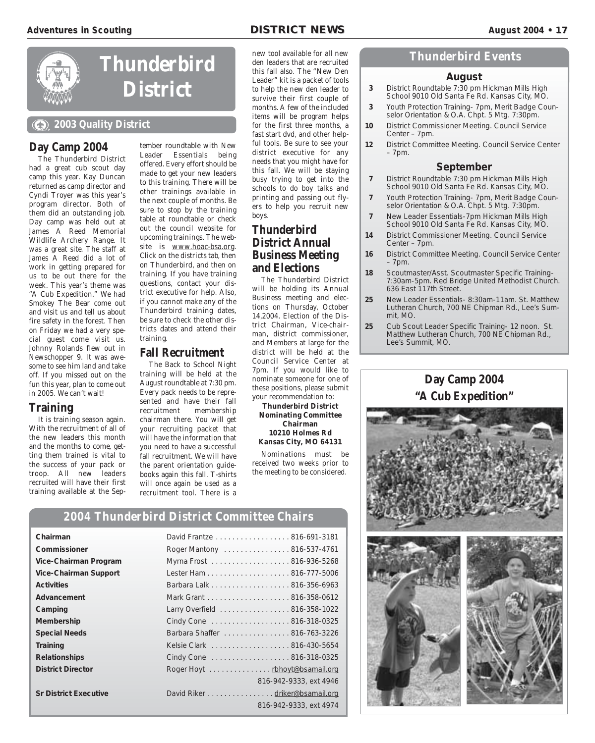# Thunderbird District

## 2003 Quality District

### Day Camp 2004

The Thunderbird District had a great cub scout day camp this year. Kay Duncan returned as camp director and Cyndi Troyer was this year's program director. Both of them did an outstanding job. Day camp was held out at James A Reed Memorial Wildlife Archery Range. It was a great site. The staff at James A Reed did a lot of work in getting prepared for us to be out there for the week. This year's theme was "A Cub Expedition." We had Smokey The Bear come out and visit us and tell us about fire safety in the forest. Then on Friday we had a very special guest come visit us. Johnny Rolands flew out in Newschopper 9. It was awesome to see him land and take off. If you missed out on the fun this year, plan to come out in 2005. We can't wait!

### Training

It is training season again. With the recruitment of all of the new leaders this month and the months to come, getting them trained is vital to the success of your pack or troop. All new leaders recruited will have their first training available at the September roundtable with New Leader Essentials being offered. Every effort should be made to get your new leaders to this training. There will be other trainings available in the next couple of months. Be sure to stop by the training table at roundtable or check out the council website for upcoming trainings. The website is www.hoac-bsa.org. Click on the districts tab, then on Thunderbird, and then on training. If you have training questions, contact your district executive for help. Also, if you cannot make any of the Thunderbird training dates, be sure to check the other districts dates and attend their training.

### Fall Recruitment

The Back to School Night training will be held at the August roundtable at 7:30 pm. Every pack needs to be represented and have their fall recruitment membership chairman there. You will get your recruiting packet that will have the information that you need to have a successful fall recruitment. We will have the parent orientation guidebooks again this fall. T-shirts will once again be used as a recruitment tool. There is a new tool available for all new den leaders that are recruited this fall also. The "New Den Leader" kit is a packet of tools to help the new den leader to survive their first couple of months. A few of the included items will be program helps for the first three months, a fast start dvd, and other helpful tools. Be sure to see your district executive for any needs that you might have for this fall. We will be staying busy trying to get into the schools to do boy talks and printing and passing out flyers to help you recruit new boys.

### Thunderbird District Annual Business Meeting and Elections

The Thunderbird District will be holding its Annual Business meeting and elections on Thursday, October 14,2004. Election of the District Chairman, Vice-chairman, district commissioner, and Members at large for the district will be held at the Council Service Center at 7pm. If you would like to nominate someone for one of these positions, please submit your recommendation to:

**Thunderbird District**
**Nominating Committee Chairman**
**10210 Holmes Rd**
**Kansas City, MO 64131**

Nominations must be received two weeks prior to the meeting to be considered.

## Thunderbird Events

### August

- **3** District Roundtable 7:30 pm Hickman Mills High School 9010 Old Santa Fe Rd. Kansas City, MO.
- **3** Youth Protection Training- 7pm, Merit Badge Counselor Orientation & O.A. Chpt. 5 Mtg. 7:30pm.
- **10** District Commissioner Meeting. Council Service Center – 7pm.
- **12** District Committee Meeting. Council Service Center – 7pm.

### September

- **7** District Roundtable 7:30 pm Hickman Mills High School 9010 Old Santa Fe Rd. Kansas City, MO.
- **7** Youth Protection Training- 7pm, Merit Badge Counselor Orientation & O.A. Chpt. 5 Mtg. 7:30pm.
- **7** New Leader Essentials-7pm Hickman Mills High School 9010 Old Santa Fe Rd. Kansas City, MO.
- **14** District Commissioner Meeting. Council Service Center – 7pm.
- **16** District Committee Meeting. Council Service Center – 7pm.
- **18** Scoutmaster/Asst. Scoutmaster Specific Training- 7:30am-5pm. Red Bridge United Methodist Church. 636 East 117th Street.
- **25** New Leader Essentials- 8:30am-11am. St. Matthew Lutheran Church, 700 NE Chipman Rd., Lee's Summit, MO.
- **25** Cub Scout Leader Specific Training- 12 noon. St. Matthew Lutheran Church, 700 NE Chipman Rd., Lee's Summit, MO.

## 2004 Thunderbird District Committee Chairs

| | |
|---|---|
| **Chairman** | David Frantze . . . . . 816-691-3181 |
| **Commissioner** | Roger Mantony . . . . . 816-537-4761 |
| **Vice-Chairman Program** | Myrna Frost . . . . . 816-936-5268 |
| **Vice-Chairman Support** | Lester Ham . . . . . 816-777-5006 |
| **Activities** | Barbara Lalk . . . . . 816-356-6963 |
| **Advancement** | Mark Grant . . . . . 816-358-0612 |
| **Camping** | Larry Overfield . . . . . 816-358-1022 |
| **Membership** | Cindy Cone . . . . . 816-318-0325 |
| **Special Needs** | Barbara Shaffer . . . . . 816-763-3226 |
| **Training** | Kelsie Clark . . . . . 816-430-5654 |
| **Relationships** | Cindy Cone . . . . . 816-318-0325 |
| **District Director** | Roger Hoyt . . . . . rbhoyt@bsamail.org 816-942-9333, ext 4946 |
| **Sr District Executive** | David Riker . . . . . driker@bsamail.org 816-942-9333, ext 4974 |

## Day Camp 2004 "A Cub Expedition"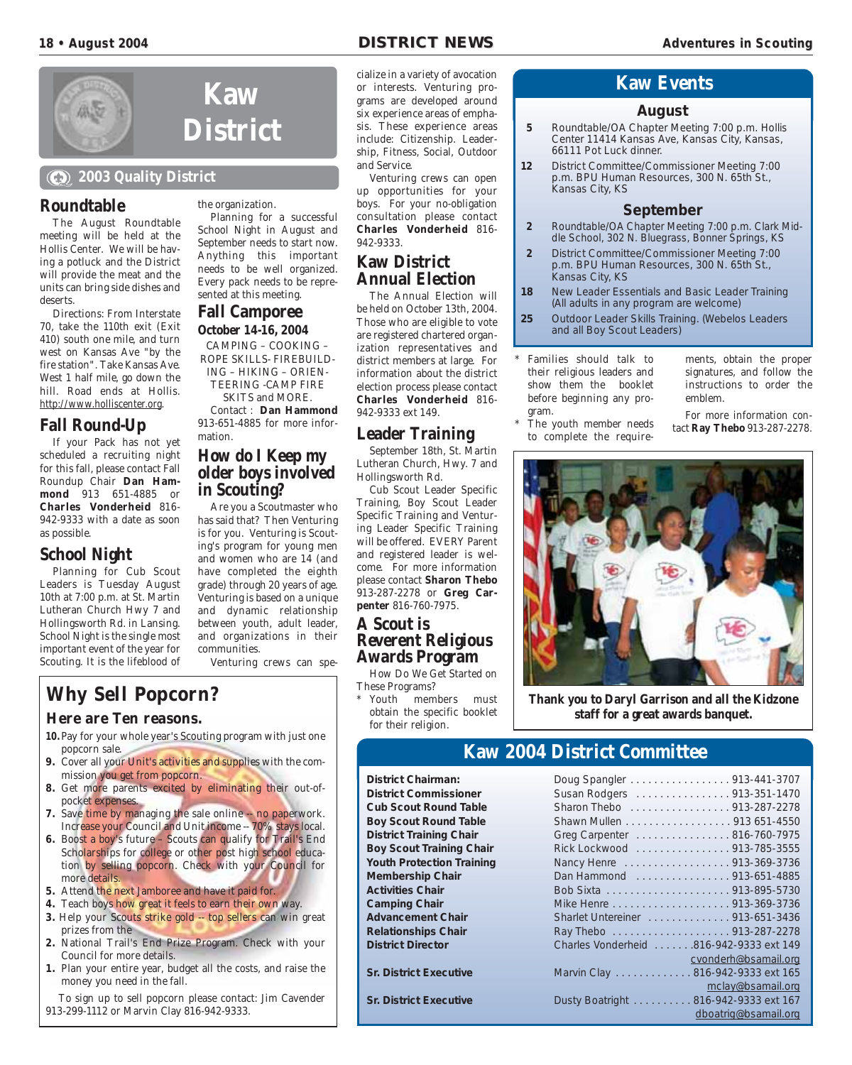# Kaw District

## 2003 Quality District

### Roundtable

The August Roundtable meeting will be held at the Hollis Center. We will be having a potluck and the District will provide the meat and the units can bring side dishes and deserts.

Directions: From Interstate 70, take the 110th exit (Exit 410) south one mile, and turn west on Kansas Ave "by the fire station". Take Kansas Ave. West 1 half mile, go down the hill. Road ends at Hollis. http://www.holliscenter.org.

### Fall Round-Up

If your Pack has not yet scheduled a recruiting night for this fall, please contact Fall Roundup Chair **Dan Hammond** 913 651-4885 or **Charles Vonderheid** 816-942-9333 with a date as soon as possible.

### School Night

Planning for Cub Scout Leaders is Tuesday August 10th at 7:00 p.m. at St. Martin Lutheran Church Hwy 7 and Hollingsworth Rd. in Lansing. School Night is the single most important event of the year for Scouting. It is the lifeblood of the organization.

Planning for a successful School Night in August and September needs to start now. Anything this important needs to be well organized. Every pack needs to be represented at this meeting.

### Fall Camporee

**October 14-16, 2004**

CAMPING – COOKING – ROPE SKILLS- FIREBUILDING – HIKING – ORIENTEERING -CAMP FIRE SKITS and MORE.

Contact : **Dan Hammond** 913-651-4885 for more information.

### How do I Keep my older boys involved in Scouting?

Are you a Scoutmaster who has said that? Then Venturing is for you. Venturing is Scouting's program for young men and women who are 14 (and have completed the eighth grade) through 20 years of age. Venturing is based on a unique and dynamic relationship between youth, adult leader, and organizations in their communities.

Venturing crews can specialize in a variety of avocation or interests. Venturing programs are developed around six experience areas of emphasis. These experience areas include: Citizenship. Leadership, Fitness, Social, Outdoor and Service.

Venturing crews can open up opportunities for your boys. For your no-obligation consultation please contact **Charles Vonderheid** 816-942-9333.

### Kaw District Annual Election

The Annual Election will be held on October 13th, 2004. Those who are eligible to vote are registered chartered organization representatives and district members at large. For information about the district election process please contact **Charles Vonderheid** 816-942-9333 ext 149.

### Leader Training

September 18th, St. Martin Lutheran Church, Hwy. 7 and Hollingsworth Rd.

Cub Scout Leader Specific Training, Boy Scout Leader Specific Training and Venturing Leader Specific Training will be offered. EVERY Parent and registered leader is welcome. For more information please contact **Sharon Thebo** 913-287-2278 or **Greg Carpenter** 816-760-7975.

### A Scout is Reverent Religious Awards Program

How Do We Get Started on These Programs?

* Youth members must obtain the specific booklet for their religion.
* Families should talk to their religious leaders and show them the booklet before beginning any program.
* The youth member needs to complete the requirements, obtain the proper signatures, and follow the instructions to order the emblem.

For more information contact **Ray Thebo** 913-287-2278.

## Why Sell Popcorn?

### Here are Ten reasons.

10. Pay for your whole year's Scouting program with just one popcorn sale.
9. Cover all your Unit's activities and supplies with the commission you get from popcorn.
8. Get more parents excited by eliminating their out-of-pocket expenses.
7. Save time by managing the sale online -- no paperwork. Increase your Council and Unit income -- 70% stays local.
6. Boost a boy's future – Scouts can qualify for Trail's End Scholarships for college or other post high school education by selling popcorn. Check with your Council for more details.
5. Attend the next Jamboree and have it paid for.
4. Teach boys how great it feels to earn their own way.
3. Help your Scouts strike gold -- top sellers can win great prizes from the
2. National Trail's End Prize Program. Check with your Council for more details.
1. Plan your entire year, budget all the costs, and raise the money you need in the fall.

To sign up to sell popcorn please contact: Jim Cavender 913-299-1112 or Marvin Clay 816-942-9333.

## Kaw Events

### August

| | |
|---|---|
| **5** | Roundtable/OA Chapter Meeting 7:00 p.m. Hollis Center 11414 Kansas Ave, Kansas City, Kansas, 66111 Pot Luck dinner. |
| **12** | District Committee/Commissioner Meeting 7:00 p.m. BPU Human Resources, 300 N. 65th St., Kansas City, KS |

### September

| | |
|---|---|
| **2** | Roundtable/OA Chapter Meeting 7:00 p.m. Clark Middle School, 302 N. Bluegrass, Bonner Springs, KS |
| **2** | District Committee/Commissioner Meeting 7:00 p.m. BPU Human Resources, 300 N. 65th St., Kansas City, KS |
| **18** | New Leader Essentials and Basic Leader Training (All adults in any program are welcome) |
| **25** | Outdoor Leader Skills Training. (Webelos Leaders and all Boy Scout Leaders) |

**Thank you to Daryl Garrison and all the Kidzone staff for a great awards banquet.**

## Kaw 2004 District Committee

| | |
|---|---|
| **District Chairman:** | Doug Spangler . . . . . . . . . . . . . . . . 913-441-3707 |
| **District Commissioner** | Susan Rodgers . . . . . . . . . . . . . . . 913-351-1470 |
| **Cub Scout Round Table** | Sharon Thebo . . . . . . . . . . . . . . . . 913-287-2278 |
| **Boy Scout Round Table** | Shawn Mullen . . . . . . . . . . . . . . . . . 913 651-4550 |
| **District Training Chair** | Greg Carpenter . . . . . . . . . . . . . . . 816-760-7975 |
| **Boy Scout Training Chair** | Rick Lockwood . . . . . . . . . . . . . . . 913-785-3555 |
| **Youth Protection Training** | Nancy Henre . . . . . . . . . . . . . . . . . 913-369-3736 |
| **Membership Chair** | Dan Hammond . . . . . . . . . . . . . . . 913-651-4885 |
| **Activities Chair** | Bob Sixta . . . . . . . . . . . . . . . . . . . . 913-895-5730 |
| **Camping Chair** | Mike Henre . . . . . . . . . . . . . . . . . . . 913-369-3736 |
| **Advancement Chair** | Sharlet Untereiner . . . . . . . . . . . . . 913-651-3436 |
| **Relationships Chair** | Ray Thebo . . . . . . . . . . . . . . . . . . . 913-287-2278 |
| **District Director** | Charles Vonderheid . . . . . . .816-942-9333 ext 149 cvonderh@bsamail.org |
| **Sr. District Executive** | Marvin Clay . . . . . . . . . . . . . 816-942-9333 ext 165 mclay@bsamail.org |
| **Sr. District Executive** | Dusty Boatright . . . . . . . . . . 816-942-9333 ext 167 dboatrig@bsamail.org |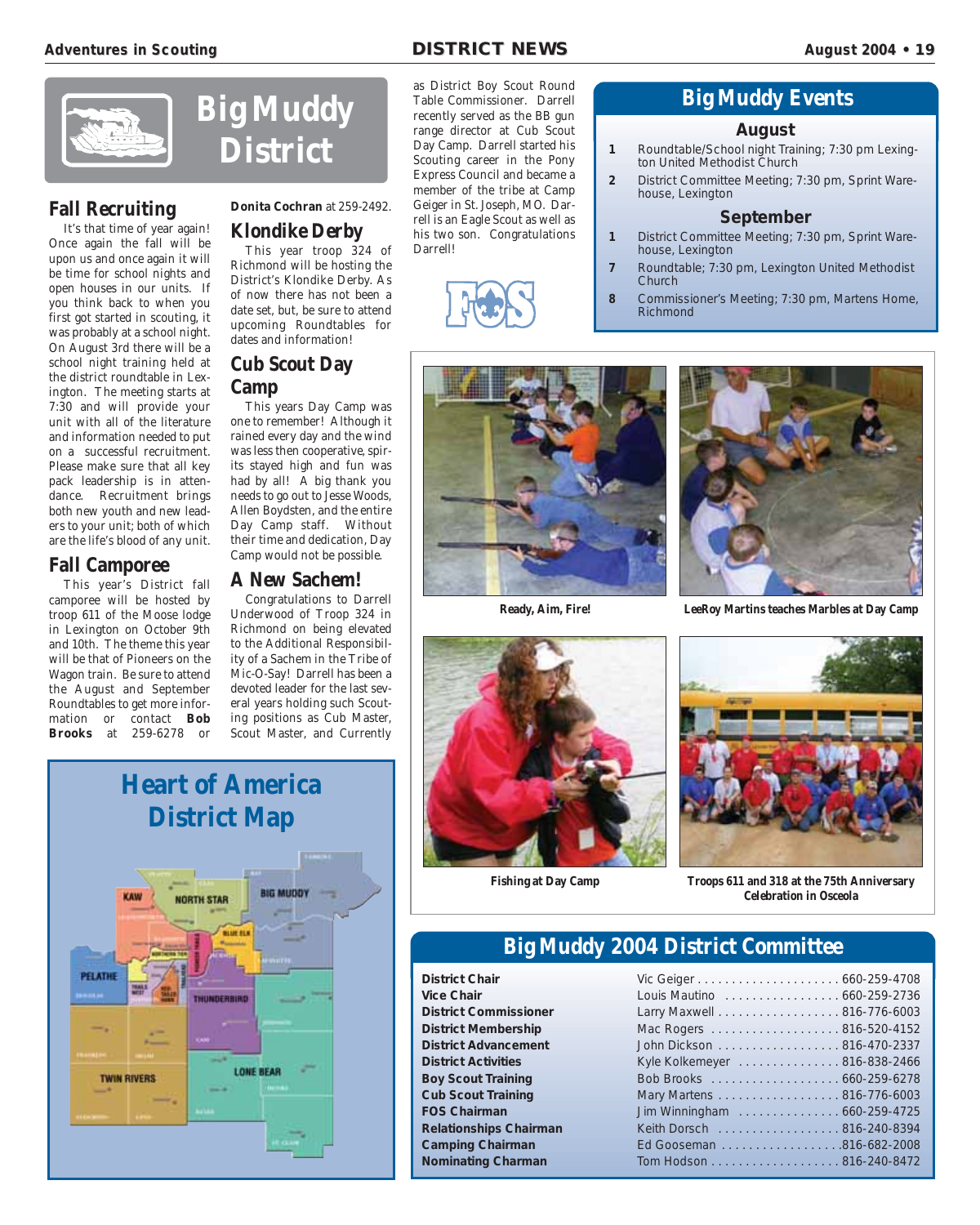# Big Muddy District

## Fall Recruiting

It's that time of year again! Once again the fall will be upon us and once again it will be time for school nights and open houses in our units. If you think back to when you first got started in scouting, it was probably at a school night. On August 3rd there will be a school night training held at the district roundtable in Lexington. The meeting starts at 7:30 and will provide your unit with all of the literature and information needed to put on a successful recruitment. Please make sure that all key pack leadership is in attendance. Recruitment brings both new youth and new leaders to your unit; both of which are the life's blood of any unit.

## Fall Camporee

This year's District fall camporee will be hosted by troop 611 of the Moose lodge in Lexington on October 9th and 10th. The theme this year will be that of Pioneers on the Wagon train. Be sure to attend the August and September Roundtables to get more information or contact **Bob Brooks** at 259-6278 or **Donita Cochran** at 259-2492.

## Klondike Derby

This year troop 324 of Richmond will be hosting the District's Klondike Derby. As of now there has not been a date set, but, be sure to attend upcoming Roundtables for dates and information!

## Cub Scout Day Camp

This years Day Camp was one to remember! Although it rained every day and the wind was less then cooperative, spirits stayed high and fun was had by all! A big thank you needs to go out to Jesse Woods, Allen Boydsten, and the entire Day Camp staff. Without their time and dedication, Day Camp would not be possible.

## A New Sachem!

Congratulations to Darrell Underwood of Troop 324 in Richmond on being elevated to the Additional Responsibility of a Sachem in the Tribe of Mic-O-Say! Darrell has been a devoted leader for the last several years holding such Scouting positions as Cub Master, Scout Master, and Currently as District Boy Scout Round Table Commissioner. Darrell recently served as the BB gun range director at Cub Scout Day Camp. Darrell started his Scouting career in the Pony Express Council and became a member of the tribe at Camp Geiger in St. Joseph, MO. Darrell is an Eagle Scout as well as his two son. Congratulations Darrell!

FOS

## Big Muddy Events

### August

**1** Roundtable/School night Training; 7:30 pm Lexington United Methodist Church

**2** District Committee Meeting; 7:30 pm, Sprint Warehouse, Lexington

### September

**1** District Committee Meeting; 7:30 pm, Sprint Warehouse, Lexington

**7** Roundtable; 7:30 pm, Lexington United Methodist Church

**8** Commissioner's Meeting; 7:30 pm, Martens Home, Richmond

Ready, Aim, Fire!

LeeRoy Martins teaches Marbles at Day Camp

Fishing at Day Camp

Troops 611 and 318 at the 75th Anniversary Celebration in Osceola

## Heart of America District Map

KAW
NORTH STAR
BIG MUDDY
BLUE ELK
PELATHE
THUNDERBIRD
TWIN RIVERS
LONE BEAR

## Big Muddy 2004 District Committee

| | | |
|---|---|---|
| **District Chair** | Vic Geiger | 660-259-4708 |
| **Vice Chair** | Louis Mautino | 660-259-2736 |
| **District Commissioner** | Larry Maxwell | 816-776-6003 |
| **District Membership** | Mac Rogers | 816-520-4152 |
| **District Advancement** | John Dickson | 816-470-2337 |
| **District Activities** | Kyle Kolkemeyer | 816-838-2466 |
| **Boy Scout Training** | Bob Brooks | 660-259-6278 |
| **Cub Scout Training** | Mary Martens | 816-776-6003 |
| **FOS Chairman** | Jim Winningham | 660-259-4725 |
| **Relationships Chairman** | Keith Dorsch | 816-240-8394 |
| **Camping Chairman** | Ed Gooseman | 816-682-2008 |
| **Nominating Charman** | Tom Hodson | 816-240-8472 |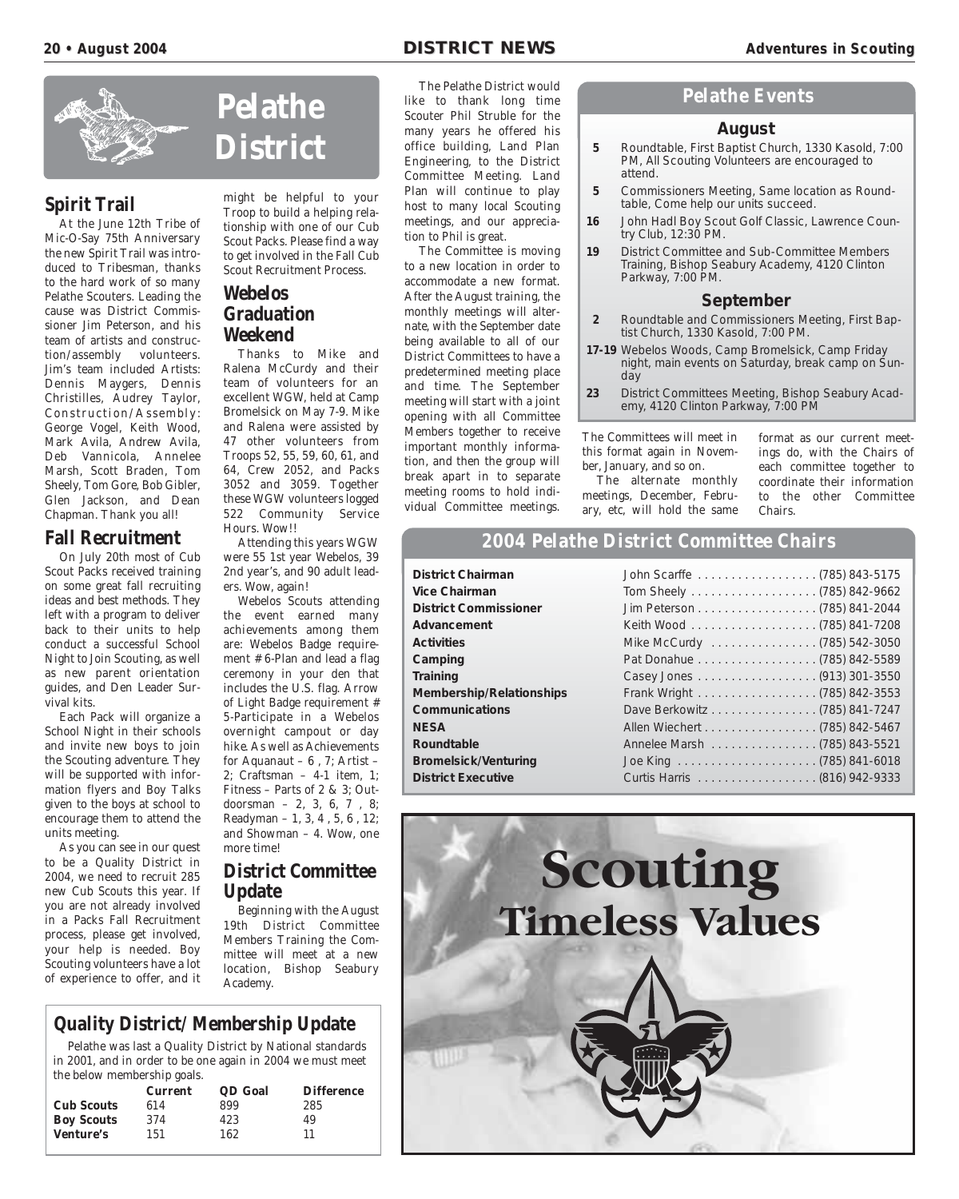# Pelathe District

## Spirit Trail

At the June 12th Tribe of Mic-O-Say 75th Anniversary the new Spirit Trail was introduced to Tribesman, thanks to the hard work of so many Pelathe Scouters. Leading the cause was District Commissioner Jim Peterson, and his team of artists and construction/assembly volunteers. Jim's team included Artists: Dennis Maygers, Dennis Christilles, Audrey Taylor, Construction/Assembly: George Vogel, Keith Wood, Mark Avila, Andrew Avila, Deb Vannicola, Annelee Marsh, Scott Braden, Tom Sheely, Tom Gore, Bob Gibler, Glen Jackson, and Dean Chapman. Thank you all!

## Fall Recruitment

On July 20th most of Cub Scout Packs received training on some great fall recruiting ideas and best methods. They left with a program to deliver back to their units to help conduct a successful School Night to Join Scouting, as well as new parent orientation guides, and Den Leader Survival kits.

Each Pack will organize a School Night in their schools and invite new boys to join the Scouting adventure. They will be supported with information flyers and Boy Talks given to the boys at school to encourage them to attend the units meeting.

As you can see in our quest to be a Quality District in 2004, we need to recruit 285 new Cub Scouts this year. If you are not already involved in a Packs Fall Recruitment process, please get involved, your help is needed. Boy Scouting volunteers have a lot of experience to offer, and it might be helpful to your Troop to build a helping relationship with one of our Cub Scout Packs. Please find a way to get involved in the Fall Cub Scout Recruitment Process.

## Webelos Graduation Weekend

Thanks to Mike and Ralena McCurdy and their team of volunteers for an excellent WGW, held at Camp Bromelsick on May 7-9. Mike and Ralena were assisted by 47 other volunteers from Troops 52, 55, 59, 60, 61, and 64, Crew 2052, and Packs 3052 and 3059. Together these WGW volunteers logged 522 Community Service Hours. Wow!!

Attending this years WGW were 55 1st year Webelos, 39 2nd year's, and 90 adult leaders. Wow, again!

Webelos Scouts attending the event earned many achievements among them are: Webelos Badge requirement # 6-Plan and lead a flag ceremony in your den that includes the U.S. flag. Arrow of Light Badge requirement # 5-Participate in a Webelos overnight campout or day hike. As well as Achievements for Aquanaut – 6 , 7; Artist – 2; Craftsman – 4-1 item, 1; Fitness – Parts of 2 & 3; Outdoorsman – 2, 3, 6, 7 , 8; Readyman – 1, 3, 4 , 5, 6 , 12; and Showman – 4. Wow, one more time!

## District Committee Update

Beginning with the August 19th District Committee Members Training the Committee will meet at a new location, Bishop Seabury Academy.

The Pelathe District would like to thank long time Scouter Phil Struble for the many years he offered his office building, Land Plan Engineering, to the District Committee Meeting. Land Plan will continue to play host to many local Scouting meetings, and our appreciation to Phil is great.

The Committee is moving to a new location in order to accommodate a new format. After the August training, the monthly meetings will alternate, with the September date being available to all of our District Committees to have a predetermined meeting place and time. The September meeting will start with a joint opening with all Committee Members together to receive important monthly information, and then the group will break apart in to separate meeting rooms to hold individual Committee meetings. The Committees will meet in this format again in November, January, and so on.

The alternate monthly meetings, December, February, etc, will hold the same format as our current meetings do, with the Chairs of each committee together to coordinate their information to the other Committee Chairs.

## Quality District/Membership Update

Pelathe was last a Quality District by National standards in 2001, and in order to be one again in 2004 we must meet the below membership goals.

| | Current | QD Goal | Difference |
|---|---|---|---|
| **Cub Scouts** | 614 | 899 | 285 |
| **Boy Scouts** | 374 | 423 | 49 |
| **Venture's** | 151 | 162 | 11 |

## Pelathe Events

### August

- **5** Roundtable, First Baptist Church, 1330 Kasold, 7:00 PM, All Scouting Volunteers are encouraged to attend.
- **5** Commissioners Meeting, Same location as Roundtable, Come help our units succeed.
- **16** John Hadl Boy Scout Golf Classic, Lawrence Country Club, 12:30 PM.
- **19** District Committee and Sub-Committee Members Training, Bishop Seabury Academy, 4120 Clinton Parkway, 7:00 PM.

### September

- **2** Roundtable and Commissioners Meeting, First Baptist Church, 1330 Kasold, 7:00 PM.
- **17-19** Webelos Woods, Camp Bromelsick, Camp Friday night, main events on Saturday, break camp on Sunday
- **23** District Committees Meeting, Bishop Seabury Academy, 4120 Clinton Parkway, 7:00 PM

## 2004 Pelathe District Committee Chairs

| | | |
|---|---|---|
| **District Chairman** | John Scarffe | (785) 843-5175 |
| **Vice Chairman** | Tom Sheely | (785) 842-9662 |
| **District Commissioner** | Jim Peterson | (785) 841-2044 |
| **Advancement** | Keith Wood | (785) 841-7208 |
| **Activities** | Mike McCurdy | (785) 542-3050 |
| **Camping** | Pat Donahue | (785) 842-5589 |
| **Training** | Casey Jones | (913) 301-3550 |
| **Membership/Relationships** | Frank Wright | (785) 842-3553 |
| **Communications** | Dave Berkowitz | (785) 841-7247 |
| **NESA** | Allen Wiechert | (785) 842-5467 |
| **Roundtable** | Annelee Marsh | (785) 843-5521 |
| **Bromelsick/Venturing** | Joe King | (785) 841-6018 |
| **District Executive** | Curtis Harris | (816) 942-9333 |

Scouting
Timeless Values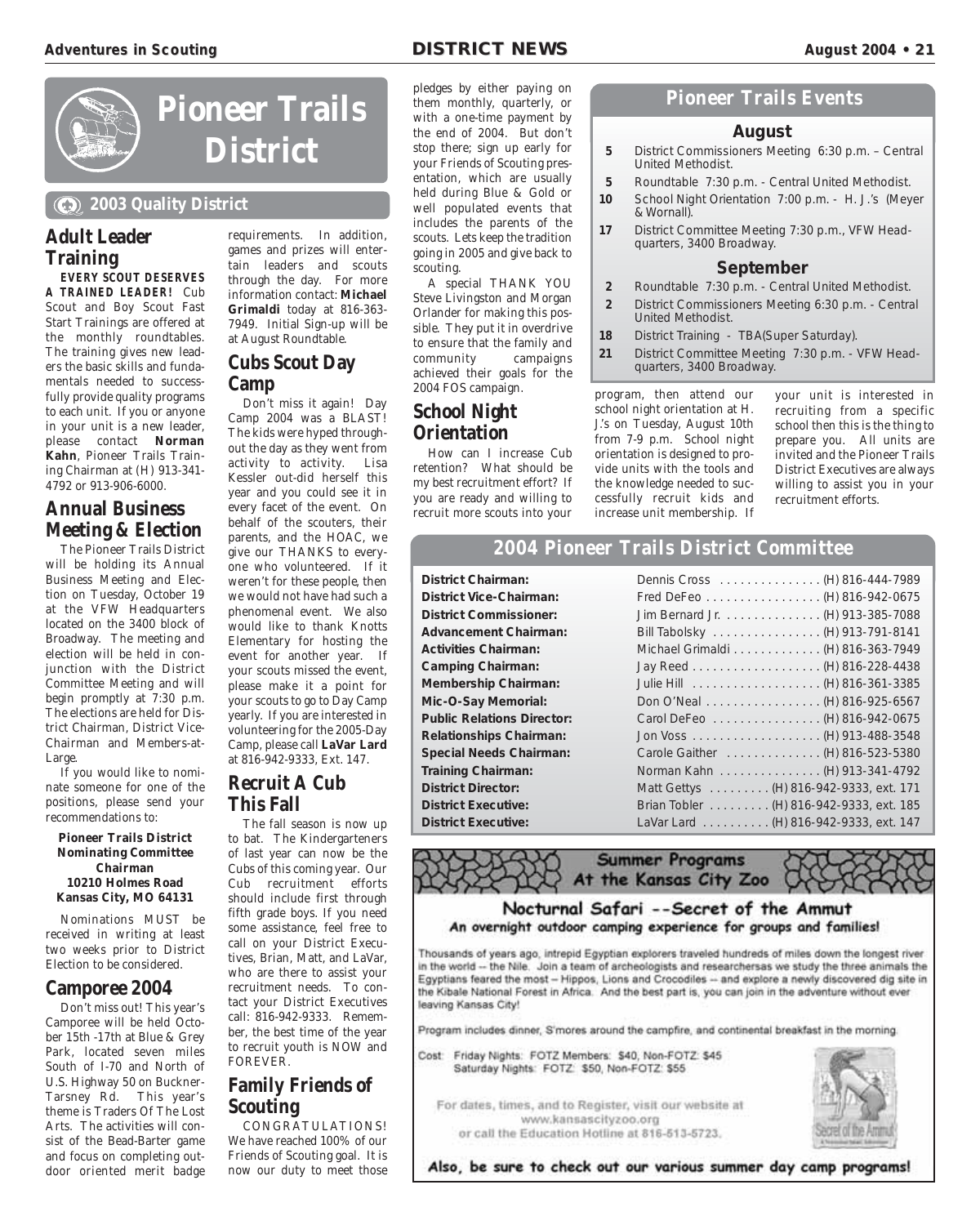# Pioneer Trails District

2003 Quality District

## Adult Leader Training

**EVERY SCOUT DESERVES A TRAINED LEADER!** Cub Scout and Boy Scout Fast Start Trainings are offered at the monthly roundtables. The training gives new leaders the basic skills and fundamentals needed to successfully provide quality programs to each unit. If you or anyone in your unit is a new leader, please contact **Norman Kahn**, Pioneer Trails Training Chairman at (H) 913-341-4792 or 913-906-6000.

## Annual Business Meeting & Election

The Pioneer Trails District will be holding its Annual Business Meeting and Election on Tuesday, October 19 at the VFW Headquarters located on the 3400 block of Broadway. The meeting and election will be held in conjunction with the District Committee Meeting and will begin promptly at 7:30 p.m. The elections are held for District Chairman, District Vice-Chairman and Members-at-Large.

If you would like to nominate someone for one of the positions, please send your recommendations to:

**Pioneer Trails District Nominating Committee Chairman**
**10210 Holmes Road**
**Kansas City, MO 64131**

Nominations MUST be received in writing at least two weeks prior to District Election to be considered.

## Camporee 2004

Don't miss out! This year's Camporee will be held October 15th -17th at Blue & Grey Park, located seven miles South of I-70 and North of U.S. Highway 50 on Buckner-Tarsney Rd. This year's theme is Traders Of The Lost Arts. The activities will consist of the Bead-Barter game and focus on completing outdoor oriented merit badge requirements. In addition, games and prizes will entertain leaders and scouts through the day. For more information contact: **Michael Grimaldi** today at 816-363-7949. Initial Sign-up will be at August Roundtable.

## Cubs Scout Day Camp

Don't miss it again! Day Camp 2004 was a BLAST! The kids were hyped throughout the day as they went from activity to activity. Lisa Kessler out-did herself this year and you could see it in every facet of the event. On behalf of the scouters, their parents, and the HOAC, we give our THANKS to everyone who volunteered. If it weren't for these people, then we would not have had such a phenomenal event. We also would like to thank Knotts Elementary for hosting the event for another year. If your scouts missed the event, please make it a point for your scouts to go to Day Camp yearly. If you are interested in volunteering for the 2005-Day Camp, please call **LaVar Lard** at 816-942-9333, Ext. 147.

## Recruit A Cub This Fall

The fall season is now up to bat. The Kindergarteners of last year can now be the Cubs of this coming year. Our Cub recruitment efforts should include first through fifth grade boys. If you need some assistance, feel free to call on your District Executives, Brian, Matt, and LaVar, who are there to assist your recruitment needs. To contact your District Executives call: 816-942-9333. Remember, the best time of the year to recruit youth is NOW and FOREVER.

## Family Friends of Scouting

CONGRATULATIONS! We have reached 100% of our Friends of Scouting goal. It is now our duty to meet those pledges by either paying on them monthly, quarterly, or with a one-time payment by the end of 2004. But don't stop there; sign up early for your Friends of Scouting presentation, which are usually held during Blue & Gold or well populated events that includes the parents of the scouts. Lets keep the tradition going in 2005 and give back to scouting.

A special THANK YOU Steve Livingston and Morgan Orlander for making this possible. They put it in overdrive to ensure that the family and community campaigns achieved their goals for the 2004 FOS campaign.

## School Night Orientation

How can I increase Cub retention? What should be my best recruitment effort? If you are ready and willing to recruit more scouts into your program, then attend our school night orientation at H. J.'s on Tuesday, August 10th from 7-9 p.m. School night orientation is designed to provide units with the tools and the knowledge needed to successfully recruit kids and increase unit membership. If your unit is interested in recruiting from a specific school then this is the thing to prepare you. All units are invited and the Pioneer Trails District Executives are always willing to assist you in your recruitment efforts.

## Pioneer Trails Events

### August

| | |
|---|---|
| **5** | District Commissioners Meeting 6:30 p.m. – Central United Methodist. |
| **5** | Roundtable 7:30 p.m. - Central United Methodist. |
| **10** | School Night Orientation 7:00 p.m. - H. J.'s (Meyer & Wornall). |
| **17** | District Committee Meeting 7:30 p.m., VFW Headquarters, 3400 Broadway. |

### September

| | |
|---|---|
| **2** | Roundtable 7:30 p.m. - Central United Methodist. |
| **2** | District Commissioners Meeting 6:30 p.m. - Central United Methodist. |
| **18** | District Training - TBA(Super Saturday). |
| **21** | District Committee Meeting 7:30 p.m. - VFW Headquarters, 3400 Broadway. |

## 2004 Pioneer Trails District Committee

| | |
|---|---|
| **District Chairman:** | Dennis Cross (H) 816-444-7989 |
| **District Vice-Chairman:** | Fred DeFeo (H) 816-942-0675 |
| **District Commissioner:** | Jim Bernard Jr. (H) 913-385-7088 |
| **Advancement Chairman:** | Bill Tabolsky (H) 913-791-8141 |
| **Activities Chairman:** | Michael Grimaldi (H) 816-363-7949 |
| **Camping Chairman:** | Jay Reed (H) 816-228-4438 |
| **Membership Chairman:** | Julie Hill (H) 816-361-3385 |
| **Mic-O-Say Memorial:** | Don O'Neal (H) 816-925-6567 |
| **Public Relations Director:** | Carol DeFeo (H) 816-942-0675 |
| **Relationships Chairman:** | Jon Voss (H) 913-488-3548 |
| **Special Needs Chairman:** | Carole Gaither (H) 816-523-5380 |
| **Training Chairman:** | Norman Kahn (H) 913-341-4792 |
| **District Director:** | Matt Gettys (H) 816-942-9333, ext. 171 |
| **District Executive:** | Brian Tobler (H) 816-942-9333, ext. 185 |
| **District Executive:** | LaVar Lard (H) 816-942-9333, ext. 147 |

## Summer Programs At the Kansas City Zoo

### Nocturnal Safari --Secret of the Ammut

**An overnight outdoor camping experience for groups and families!**

Thousands of years ago, intrepid Egyptian explorers traveled hundreds of miles down the longest river in the world -- the Nile. Join a team of archeologists and researchersas we study the three animals the Egyptians feared the most -- Hippos, Lions and Crocodiles -- and explore a newly discovered dig site in the Kibale National Forest in Africa. And the best part is, you can join in the adventure without ever leaving Kansas City!

Program includes dinner, S'mores around the campfire, and continental breakfast in the morning.

Cost: Friday Nights: FOTZ Members: $40, Non-FOTZ: $45
Saturday Nights: FOTZ: $50, Non-FOTZ: $55

For dates, times, and to Register, visit our website at www.kansascityzoo.org or call the Education Hotline at 816-513-5723.

Secret of the Ammut

**Also, be sure to check out our various summer day camp programs!**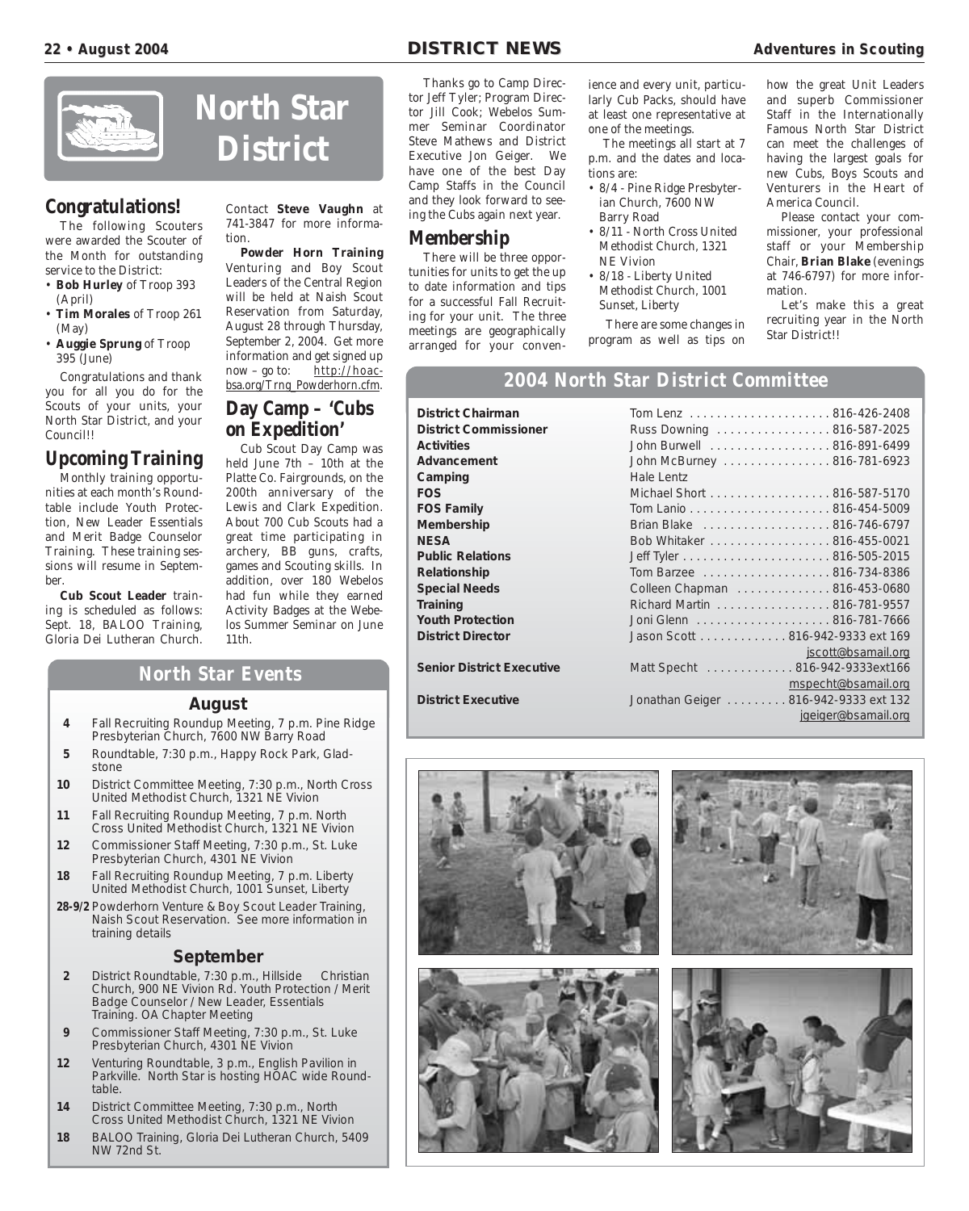# North Star District

## Congratulations!

The following Scouters were awarded the Scouter of the Month for outstanding service to the District:

- **Bob Hurley** of Troop 393 (April)
- **Tim Morales** of Troop 261 (May)
- **Auggie Sprung** of Troop 395 (June)

Congratulations and thank you for all you do for the Scouts of your units, your North Star District, and your Council!!

## Upcoming Training

Monthly training opportunities at each month's Roundtable include Youth Protection, New Leader Essentials and Merit Badge Counselor Training. These training sessions will resume in September.

**Cub Scout Leader** training is scheduled as follows: Sept. 18, BALOO Training, Gloria Dei Lutheran Church. Contact **Steve Vaughn** at 741-3847 for more information.

**Powder Horn Training** Venturing and Boy Scout Leaders of the Central Region will be held at Naish Scout Reservation from Saturday, August 28 through Thursday, September 2, 2004. Get more information and get signed up now – go to: http://hoac-bsa.org/Trng_Powderhorn.cfm.

## Day Camp – 'Cubs on Expedition'

Cub Scout Day Camp was held June 7th – 10th at the Platte Co. Fairgrounds, on the 200th anniversary of the Lewis and Clark Expedition. About 700 Cub Scouts had a great time participating in archery, BB guns, crafts, games and Scouting skills. In addition, over 180 Webelos had fun while they earned Activity Badges at the Webelos Summer Seminar on June 11th.

Thanks go to Camp Director Jeff Tyler; Program Director Jill Cook; Webelos Summer Seminar Coordinator Steve Mathews and District Executive Jon Geiger. We have one of the best Day Camp Staffs in the Council and they look forward to seeing the Cubs again next year.

## Membership

There will be three opportunities for units to get the up to date information and tips for a successful Fall Recruiting for your unit. The three meetings are geographically arranged for your convenience and every unit, particularly Cub Packs, should have at least one representative at one of the meetings.

The meetings all start at 7 p.m. and the dates and locations are:

- 8/4 - Pine Ridge Presbyterian Church, 7600 NW Barry Road
- 8/11 - North Cross United Methodist Church, 1321 NE Vivion
- 8/18 - Liberty United Methodist Church, 1001 Sunset, Liberty

There are some changes in program as well as tips on how the great Unit Leaders and superb Commissioner Staff in the Internationally Famous North Star District can meet the challenges of having the largest goals for new Cubs, Boys Scouts and Venturers in the Heart of America Council.

Please contact your commissioner, your professional staff or your Membership Chair, **Brian Blake** (evenings at 746-6797) for more information.

Let's make this a great recruiting year in the North Star District!!

## 2004 North Star District Committee

| | |
|---|---|
| **District Chairman** | Tom Lenz . . . . . 816-426-2408 |
| **District Commissioner** | Russ Downing . . . . . 816-587-2025 |
| **Activities** | John Burwell . . . . . 816-891-6499 |
| **Advancement** | John McBurney . . . . . 816-781-6923 |
| **Camping** | Hale Lentz |
| **FOS** | Michael Short . . . . . 816-587-5170 |
| **FOS Family** | Tom Lanio . . . . . 816-454-5009 |
| **Membership** | Brian Blake . . . . . 816-746-6797 |
| **NESA** | Bob Whitaker . . . . . 816-455-0021 |
| **Public Relations** | Jeff Tyler . . . . . 816-505-2015 |
| **Relationship** | Tom Barzee . . . . . 816-734-8386 |
| **Special Needs** | Colleen Chapman . . . . . 816-453-0680 |
| **Training** | Richard Martin . . . . . 816-781-9557 |
| **Youth Protection** | Joni Glenn . . . . . 816-781-7666 |
| **District Director** | Jason Scott . . . . . 816-942-9333 ext 169 jscott@bsamail.org |
| **Senior District Executive** | Matt Specht . . . . . 816-942-9333ext166 mspecht@bsamail.org |
| **District Executive** | Jonathan Geiger . . . . . 816-942-9333 ext 132 jgeiger@bsamail.org |

## North Star Events

### August

| | |
|---|---|
| 4 | Fall Recruiting Roundup Meeting, 7 p.m. Pine Ridge Presbyterian Church, 7600 NW Barry Road |
| 5 | Roundtable, 7:30 p.m., Happy Rock Park, Gladstone |
| 10 | District Committee Meeting, 7:30 p.m., North Cross United Methodist Church, 1321 NE Vivion |
| 11 | Fall Recruiting Roundup Meeting, 7 p.m. North Cross United Methodist Church, 1321 NE Vivion |
| 12 | Commissioner Staff Meeting, 7:30 p.m., St. Luke Presbyterian Church, 4301 NE Vivion |
| 18 | Fall Recruiting Roundup Meeting, 7 p.m. Liberty United Methodist Church, 1001 Sunset, Liberty |
| 28-9/2 | Powderhorn Venture & Boy Scout Leader Training, Naish Scout Reservation. See more information in training details |

### September

| | |
|---|---|
| 2 | District Roundtable, 7:30 p.m., Hillside Christian Church, 900 NE Vivion Rd. Youth Protection / Merit Badge Counselor / New Leader, Essentials Training. OA Chapter Meeting |
| 9 | Commissioner Staff Meeting, 7:30 p.m., St. Luke Presbyterian Church, 4301 NE Vivion |
| 12 | Venturing Roundtable, 3 p.m., English Pavilion in Parkville. North Star is hosting HOAC wide Roundtable. |
| 14 | District Committee Meeting, 7:30 p.m., North Cross United Methodist Church, 1321 NE Vivion |
| 18 | BALOO Training, Gloria Dei Lutheran Church, 5409 NW 72nd St. |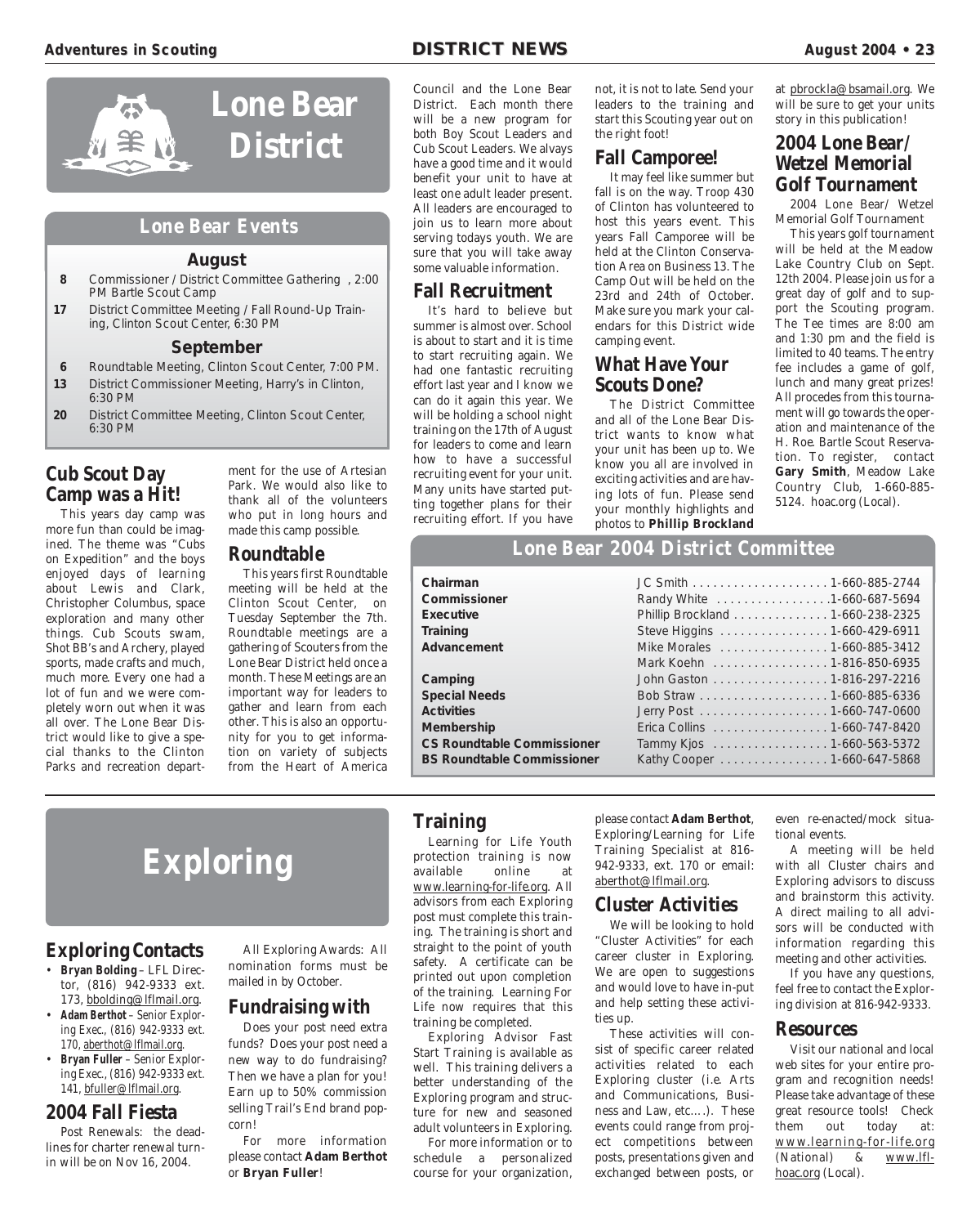# Lone Bear District

## Lone Bear Events

### August

**8** Commissioner / District Committee Gathering , 2:00 PM Bartle Scout Camp

**17** District Committee Meeting / Fall Round-Up Training, Clinton Scout Center, 6:30 PM

### September

**6** Roundtable Meeting, Clinton Scout Center, 7:00 PM.

**13** District Commissioner Meeting, Harry's in Clinton, 6:30 PM

**20** District Committee Meeting, Clinton Scout Center, 6:30 PM

## Cub Scout Day Camp was a Hit!

This years day camp was more fun than could be imagined. The theme was "Cubs on Expedition" and the boys enjoyed days of learning about Lewis and Clark, Christopher Columbus, space exploration and many other things. Cub Scouts swam, Shot BB's and Archery, played sports, made crafts and much, much more. Every one had a lot of fun and we were completely worn out when it was all over. The Lone Bear District would like to give a special thanks to the Clinton Parks and recreation department for the use of Artesian Park. We would also like to thank all of the volunteers who put in long hours and made this camp possible.

## Roundtable

This years first Roundtable meeting will be held at the Clinton Scout Center, on Tuesday September the 7th. Roundtable meetings are a gathering of Scouters from the Lone Bear District held once a month. These Meetings are an important way for leaders to gather and learn from each other. This is also an opportunity for you to get information on variety of subjects from the Heart of America Council and the Lone Bear District. Each month there will be a new program for both Boy Scout Leaders and Cub Scout Leaders. We always have a good time and it would benefit your unit to have at least one adult leader present. All leaders are encouraged to join us to learn more about serving todays youth. We are sure that you will take away some valuable information.

## Fall Recruitment

It's hard to believe but summer is almost over. School is about to start and it is time to start recruiting again. We had one fantastic recruiting effort last year and I know we can do it again this year. We will be holding a school night training on the 17th of August for leaders to come and learn how to have a successful recruiting event for your unit. Many units have started putting together plans for their recruiting effort. If you have not, it is not to late. Send your leaders to the training and start this Scouting year out on the right foot!

## Fall Camporee!

It may feel like summer but fall is on the way. Troop 430 of Clinton has volunteered to host this years event. This years Fall Camporee will be held at the Clinton Conservation Area on Business 13. The Camp Out will be held on the 23rd and 24th of October. Make sure you mark your calendars for this District wide camping event.

## What Have Your Scouts Done?

The District Committee and all of the Lone Bear District wants to know what your unit has been up to. We know you all are involved in exciting activities and are having lots of fun. Please send your monthly highlights and photos to **Phillip Brockland** at pbrockla@bsamail.org. We will be sure to get your units story in this publication!

## 2004 Lone Bear/ Wetzel Memorial Golf Tournament

2004 Lone Bear/ Wetzel Memorial Golf Tournament

This years golf tournament will be held at the Meadow Lake Country Club on Sept. 12th 2004. Please join us for a great day of golf and to support the Scouting program. The Tee times are 8:00 am and 1:30 pm and the field is limited to 40 teams. The entry fee includes a game of golf, lunch and many great prizes! All procedes from this tournament will go towards the operation and maintenance of the H. Roe. Bartle Scout Reservation. To register, contact **Gary Smith**, Meadow Lake Country Club, 1-660-885-5124. hoac.org (Local).

## Lone Bear 2004 District Committee

| | | |
|---|---|---|
| **Chairman** | JC Smith | 1-660-885-2744 |
| **Commissioner** | Randy White | 1-660-687-5694 |
| **Executive** | Phillip Brockland | 1-660-238-2325 |
| **Training** | Steve Higgins | 1-660-429-6911 |
| **Advancement** | Mike Morales | 1-660-885-3412 |
| | Mark Koehn | 1-816-850-6935 |
| **Camping** | John Gaston | 1-816-297-2216 |
| **Special Needs** | Bob Straw | 1-660-885-6336 |
| **Activities** | Jerry Post | 1-660-747-0600 |
| **Membership** | Erica Collins | 1-660-747-8420 |
| **CS Roundtable Commissioner** | Tammy Kjos | 1-660-563-5372 |
| **BS Roundtable Commissioner** | Kathy Cooper | 1-660-647-5868 |

# Exploring

## Exploring Contacts

- **Bryan Bolding** – LFL Director, (816) 942-9333 ext. 173, bbolding@lflmail.org.
- **Adam Berthot** – Senior Exploring Exec., (816) 942-9333 ext. 170, aberthot@lflmail.org.
- **Bryan Fuller** – Senior Exploring Exec., (816) 942-9333 ext. 141, bfuller@lflmail.org.

## 2004 Fall Fiesta

Post Renewals: the deadlines for charter renewal turn-in will be on Nov 16, 2004.

All Exploring Awards: All nomination forms must be mailed in by October.

## Fundraising with

Does your post need extra funds? Does your post need a new way to do fundraising? Then we have a plan for you! Earn up to 50% commission selling Trail's End brand popcorn!

For more information please contact **Adam Berthot** or **Bryan Fuller**!

## Training

Learning for Life Youth protection training is now available online at www.learning-for-life.org. All advisors from each Exploring post must complete this training. The training is short and straight to the point of youth safety. A certificate can be printed out upon completion of the training. Learning For Life now requires that this training be completed.

Exploring Advisor Fast Start Training is available as well. This training delivers a better understanding of the Exploring program and structure for new and seasoned adult volunteers in Exploring.

For more information or to schedule a personalized course for your organization, please contact **Adam Berthot**, Exploring/Learning for Life Training Specialist at 816-942-9333, ext. 170 or email: aberthot@lflmail.org.

## Cluster Activities

We will be looking to hold "Cluster Activities" for each career cluster in Exploring. We are open to suggestions and would love to have in-put and help setting these activities up.

These activities will consist of specific career related activities related to each Exploring cluster (i.e. Arts and Communications, Business and Law, etc.…). These events could range from project competitions between posts, presentations given and exchanged between posts, or even re-enacted/mock situational events.

A meeting will be held with all Cluster chairs and Exploring advisors to discuss and brainstorm this activity. A direct mailing to all advisors will be conducted with information regarding this meeting and other activities.

If you have any questions, feel free to contact the Exploring division at 816-942-9333.

## Resources

Visit our national and local web sites for your entire program and recognition needs! Please take advantage of these great resource tools! Check them out today at: www.learning-for-life.org (National) & www.lfl-hoac.org (Local).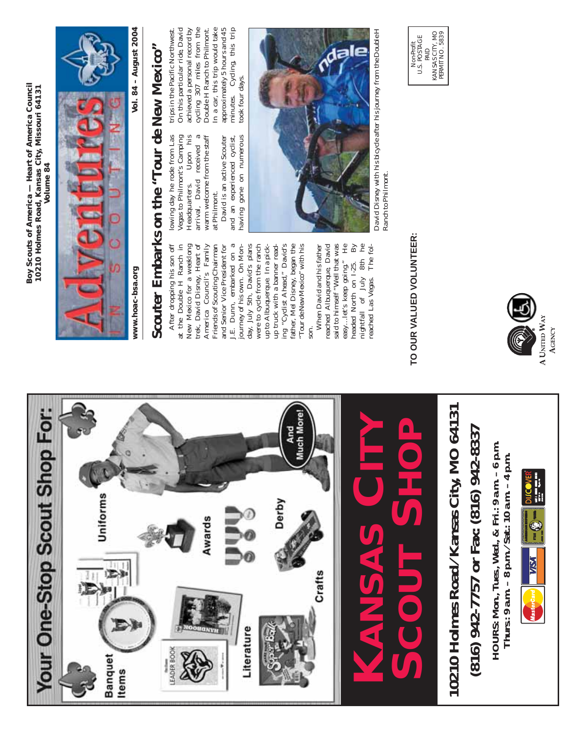Boy Scouts of America — Heart of America Council
10210 Holmes Road, Kansas City, Missouri 64131
Volume 84

# Adventures IN SCOUTING

www.hoac-bsa.org

Vol. 84 – August 2004

## Scouter Embarks on the "Tour de New Mexico"

After dropping his son off at the Double H Ranch in New Mexico for a weeklong trek, David Disney, Heart of America Council's Family Friends of Scouting Chairman and Senior Vice President for J.E. Dunn, embarked on a journey of his own. On Monday, July 5th, David's plans were to cycle from the ranch up to Albuquerque. In a pick-up truck with a banner reading "Cydist Ahead," David's father, Mel Disney, began the "Tour de New Mexico" with his son.

When David and his father reached Albuquerque, David said to himself "Well that was easy…let's keep going." He headed North on I-25. By nightfall of July 8th he reached Las Vegas. The following day he rode from Las Vegas to Philmont's Camping Headquarters. Upon his arrival, David received a warm welcome from the staff at Philmont.

David is an active Scouter and an experienced cyclist, having gone on numerous trips in the Pacific Northwest. On this particular ride, David achieved a personal record by cycling 307 miles from the Double H Ranch to Philmont. In a car, this trip would take approximately 5 hours and 45 minutes. Cycling this trip took four days.

David Disney with his bicycle after his journey from the Double H Ranch to Philmont.

TO OUR VALUED VOLUNTEER:

A United Way Agency

Non-Profit
U.S. POSTAGE
PAID
KANSAS CITY, MO
PERMIT NO. 5839

## Your One-Stop Scout Shop For:

Banquet Items

Uniforms

Awards

Literature

Crafts

Derby

And Much More!

# KANSAS CITY SCOUT SHOP

**10210 Holmes Road/Kansas City, MO 64131**

**(816) 942-7757 or Fax: (816) 942-8337**

**HOURS: Mon., Tues., Wed., & Fri.: 9 a.m. – 6 p.m.**
**Thurs: 9 a.m. – 8 p.m./Sat.: 10 a.m. – 4 p.m.**